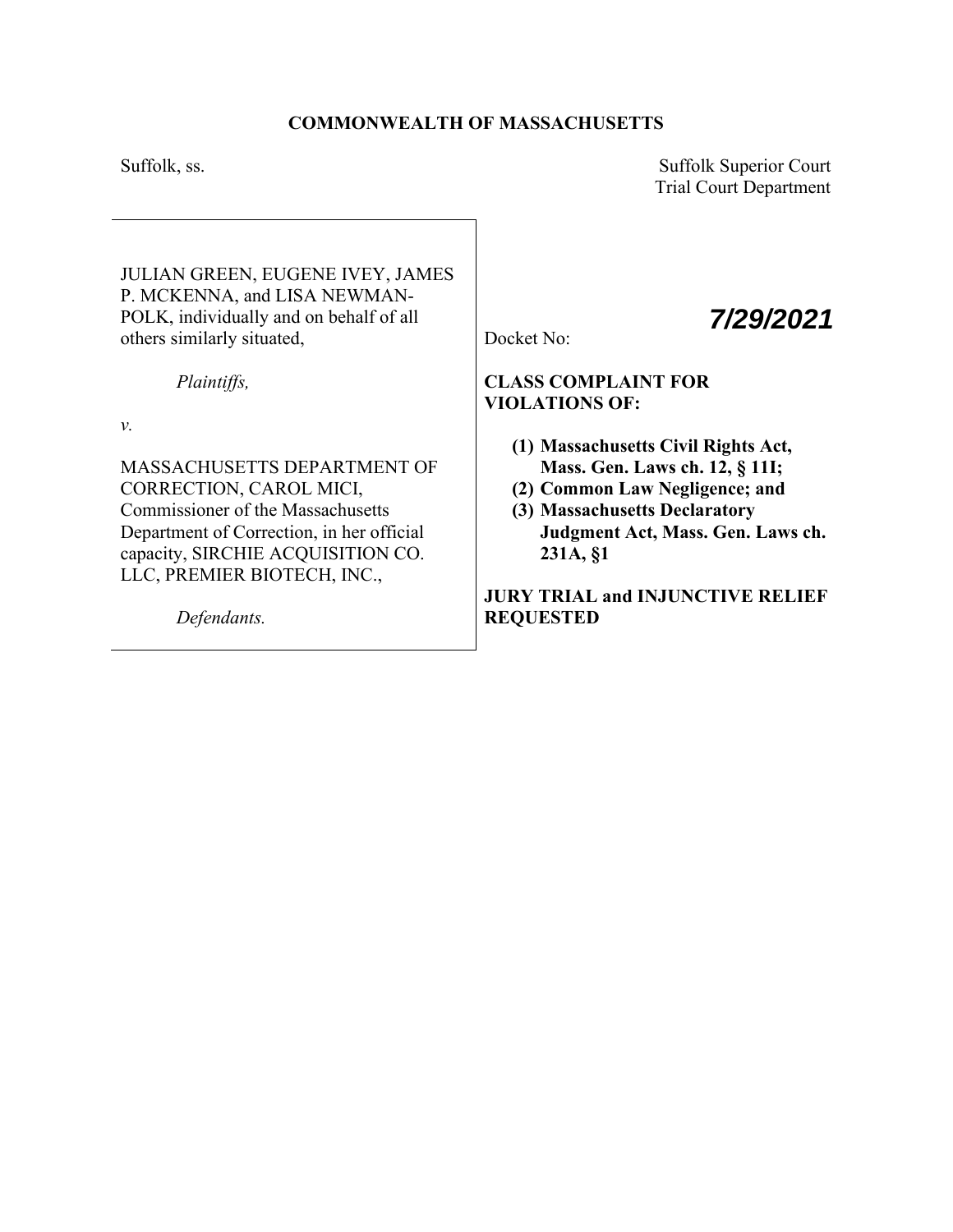**COMMONWEALTH OF MASSACHUSETTS**

Suffolk, ss.

Suffolk Superior Court
Trial Court Department

JULIAN GREEN, EUGENE IVEY, JAMES P. MCKENNA, and LISA NEWMAN-POLK, individually and on behalf of all others similarly situated,

*Plaintiffs,*

*v.*

MASSACHUSETTS DEPARTMENT OF CORRECTION, CAROL MICI, Commissioner of the Massachusetts Department of Correction, in her official capacity, SIRCHIE ACQUISITION CO. LLC, PREMIER BIOTECH, INC.,

*Defendants.*

Docket No:

***7/29/2021***

**CLASS COMPLAINT FOR VIOLATIONS OF:**

1. **Massachusetts Civil Rights Act, Mass. Gen. Laws ch. 12, § 11I;**
2. **Common Law Negligence; and**
3. **Massachusetts Declaratory Judgment Act, Mass. Gen. Laws ch. 231A, §1**

**JURY TRIAL and INJUNCTIVE RELIEF REQUESTED**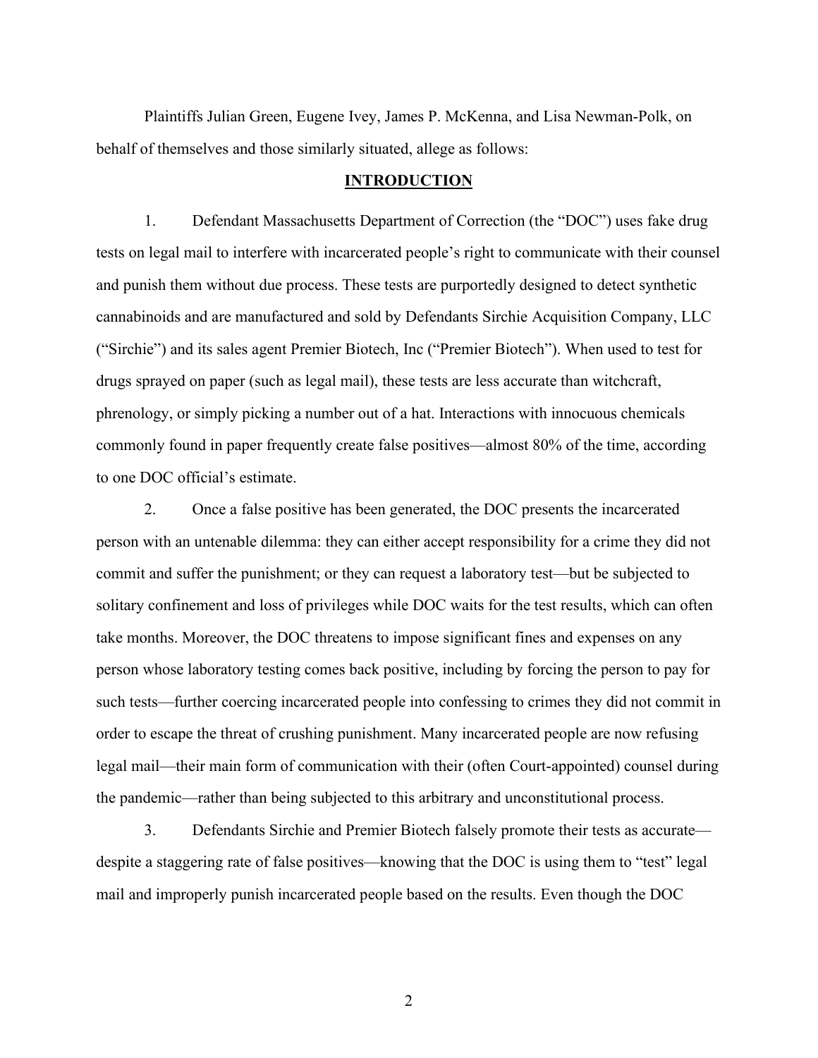Plaintiffs Julian Green, Eugene Ivey, James P. McKenna, and Lisa Newman-Polk, on behalf of themselves and those similarly situated, allege as follows:

## INTRODUCTION

1. Defendant Massachusetts Department of Correction (the "DOC") uses fake drug tests on legal mail to interfere with incarcerated people's right to communicate with their counsel and punish them without due process. These tests are purportedly designed to detect synthetic cannabinoids and are manufactured and sold by Defendants Sirchie Acquisition Company, LLC ("Sirchie") and its sales agent Premier Biotech, Inc ("Premier Biotech"). When used to test for drugs sprayed on paper (such as legal mail), these tests are less accurate than witchcraft, phrenology, or simply picking a number out of a hat. Interactions with innocuous chemicals commonly found in paper frequently create false positives—almost 80% of the time, according to one DOC official's estimate.

2. Once a false positive has been generated, the DOC presents the incarcerated person with an untenable dilemma: they can either accept responsibility for a crime they did not commit and suffer the punishment; or they can request a laboratory test—but be subjected to solitary confinement and loss of privileges while DOC waits for the test results, which can often take months. Moreover, the DOC threatens to impose significant fines and expenses on any person whose laboratory testing comes back positive, including by forcing the person to pay for such tests—further coercing incarcerated people into confessing to crimes they did not commit in order to escape the threat of crushing punishment. Many incarcerated people are now refusing legal mail—their main form of communication with their (often Court-appointed) counsel during the pandemic—rather than being subjected to this arbitrary and unconstitutional process.

3. Defendants Sirchie and Premier Biotech falsely promote their tests as accurate—despite a staggering rate of false positives—knowing that the DOC is using them to "test" legal mail and improperly punish incarcerated people based on the results. Even though the DOC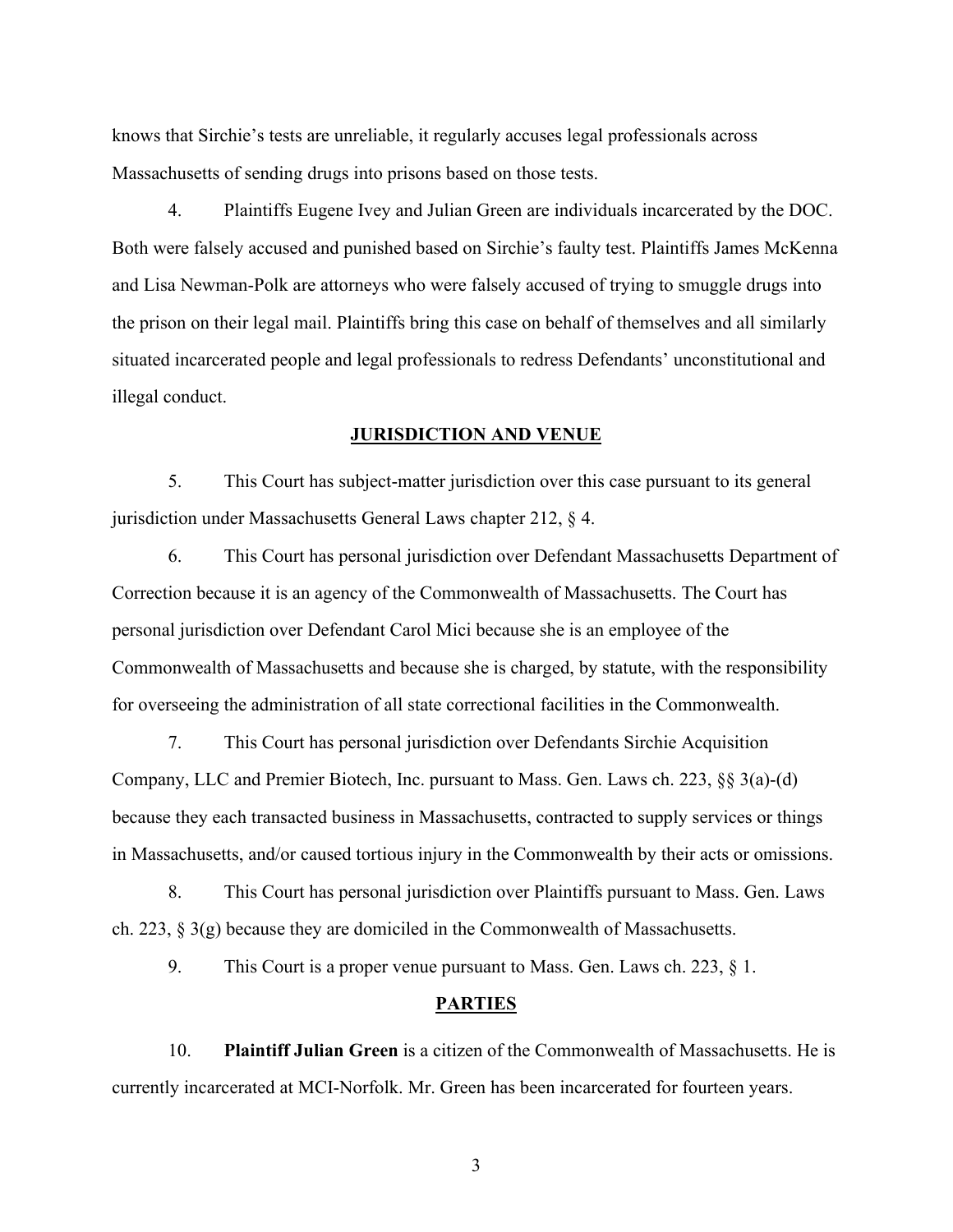knows that Sirchie's tests are unreliable, it regularly accuses legal professionals across Massachusetts of sending drugs into prisons based on those tests.

4. Plaintiffs Eugene Ivey and Julian Green are individuals incarcerated by the DOC. Both were falsely accused and punished based on Sirchie's faulty test. Plaintiffs James McKenna and Lisa Newman-Polk are attorneys who were falsely accused of trying to smuggle drugs into the prison on their legal mail. Plaintiffs bring this case on behalf of themselves and all similarly situated incarcerated people and legal professionals to redress Defendants' unconstitutional and illegal conduct.

## JURISDICTION AND VENUE

5. This Court has subject-matter jurisdiction over this case pursuant to its general jurisdiction under Massachusetts General Laws chapter 212, § 4.

6. This Court has personal jurisdiction over Defendant Massachusetts Department of Correction because it is an agency of the Commonwealth of Massachusetts. The Court has personal jurisdiction over Defendant Carol Mici because she is an employee of the Commonwealth of Massachusetts and because she is charged, by statute, with the responsibility for overseeing the administration of all state correctional facilities in the Commonwealth.

7. This Court has personal jurisdiction over Defendants Sirchie Acquisition Company, LLC and Premier Biotech, Inc. pursuant to Mass. Gen. Laws ch. 223, §§ 3(a)-(d) because they each transacted business in Massachusetts, contracted to supply services or things in Massachusetts, and/or caused tortious injury in the Commonwealth by their acts or omissions.

8. This Court has personal jurisdiction over Plaintiffs pursuant to Mass. Gen. Laws ch. 223, § 3(g) because they are domiciled in the Commonwealth of Massachusetts.

9. This Court is a proper venue pursuant to Mass. Gen. Laws ch. 223, § 1.

## PARTIES

10. **Plaintiff Julian Green** is a citizen of the Commonwealth of Massachusetts. He is currently incarcerated at MCI-Norfolk. Mr. Green has been incarcerated for fourteen years.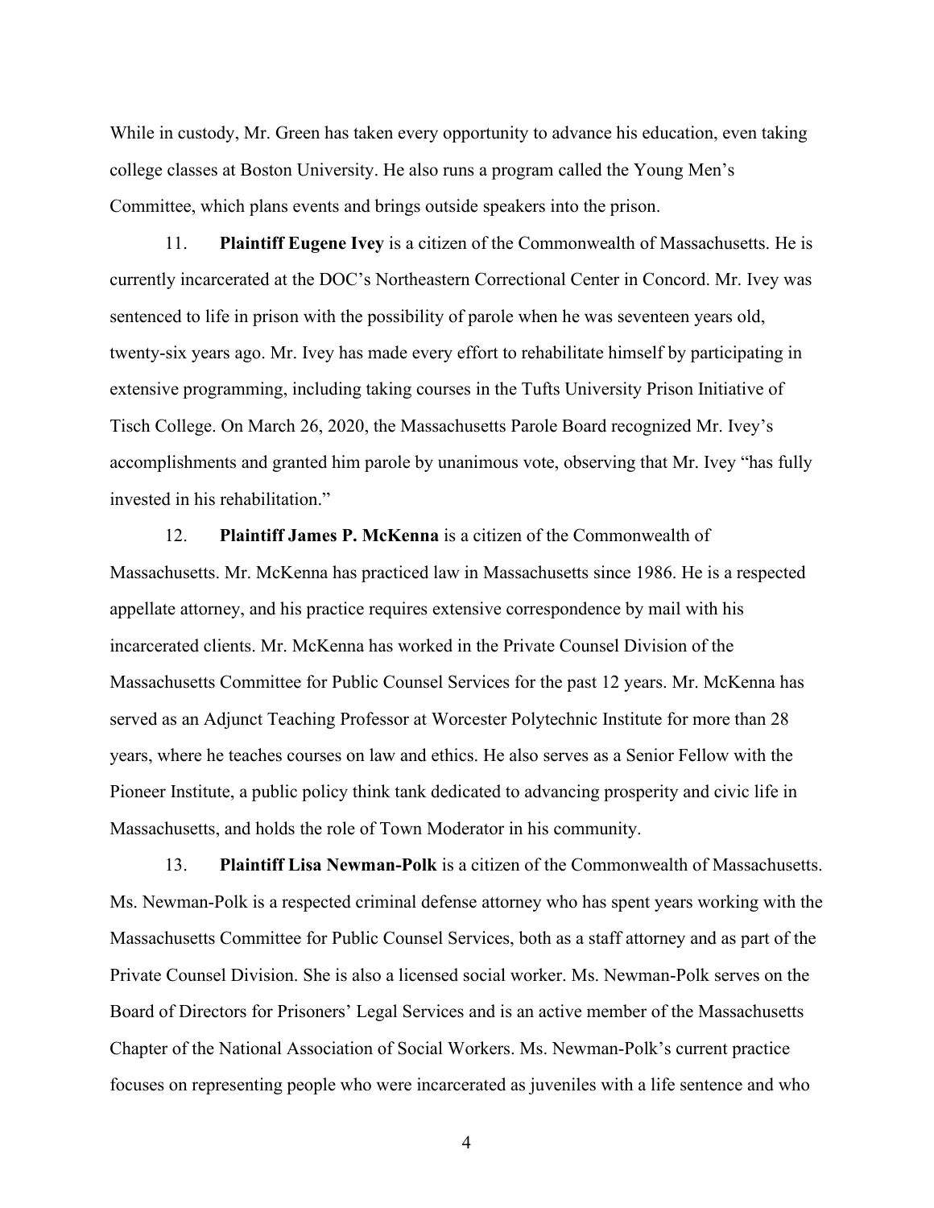While in custody, Mr. Green has taken every opportunity to advance his education, even taking college classes at Boston University. He also runs a program called the Young Men's Committee, which plans events and brings outside speakers into the prison.

11. **Plaintiff Eugene Ivey** is a citizen of the Commonwealth of Massachusetts. He is currently incarcerated at the DOC's Northeastern Correctional Center in Concord. Mr. Ivey was sentenced to life in prison with the possibility of parole when he was seventeen years old, twenty-six years ago. Mr. Ivey has made every effort to rehabilitate himself by participating in extensive programming, including taking courses in the Tufts University Prison Initiative of Tisch College. On March 26, 2020, the Massachusetts Parole Board recognized Mr. Ivey's accomplishments and granted him parole by unanimous vote, observing that Mr. Ivey "has fully invested in his rehabilitation."

12. **Plaintiff James P. McKenna** is a citizen of the Commonwealth of Massachusetts. Mr. McKenna has practiced law in Massachusetts since 1986. He is a respected appellate attorney, and his practice requires extensive correspondence by mail with his incarcerated clients. Mr. McKenna has worked in the Private Counsel Division of the Massachusetts Committee for Public Counsel Services for the past 12 years. Mr. McKenna has served as an Adjunct Teaching Professor at Worcester Polytechnic Institute for more than 28 years, where he teaches courses on law and ethics. He also serves as a Senior Fellow with the Pioneer Institute, a public policy think tank dedicated to advancing prosperity and civic life in Massachusetts, and holds the role of Town Moderator in his community.

13. **Plaintiff Lisa Newman-Polk** is a citizen of the Commonwealth of Massachusetts. Ms. Newman-Polk is a respected criminal defense attorney who has spent years working with the Massachusetts Committee for Public Counsel Services, both as a staff attorney and as part of the Private Counsel Division. She is also a licensed social worker. Ms. Newman-Polk serves on the Board of Directors for Prisoners' Legal Services and is an active member of the Massachusetts Chapter of the National Association of Social Workers. Ms. Newman-Polk's current practice focuses on representing people who were incarcerated as juveniles with a life sentence and who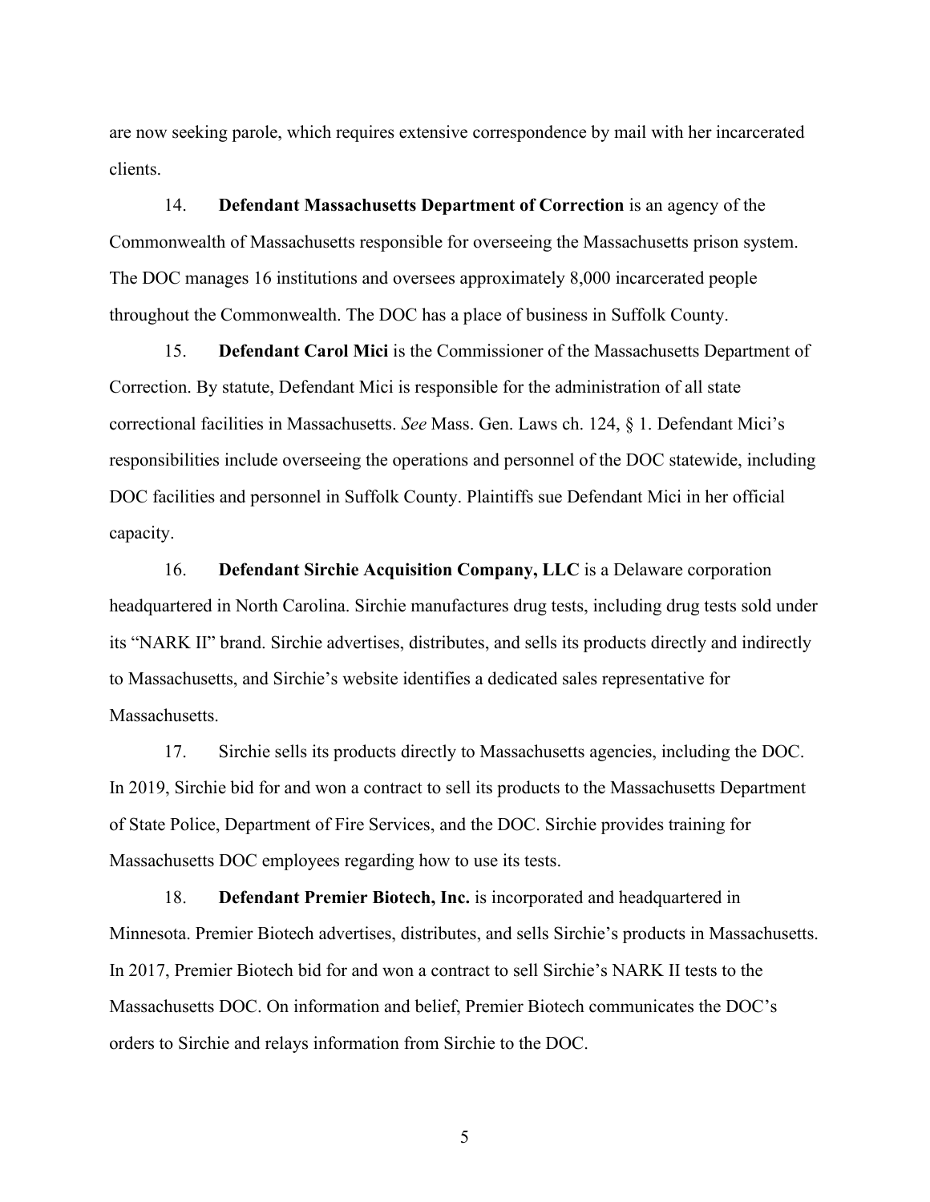are now seeking parole, which requires extensive correspondence by mail with her incarcerated clients.

14. **Defendant Massachusetts Department of Correction** is an agency of the Commonwealth of Massachusetts responsible for overseeing the Massachusetts prison system. The DOC manages 16 institutions and oversees approximately 8,000 incarcerated people throughout the Commonwealth. The DOC has a place of business in Suffolk County.

15. **Defendant Carol Mici** is the Commissioner of the Massachusetts Department of Correction. By statute, Defendant Mici is responsible for the administration of all state correctional facilities in Massachusetts. *See* Mass. Gen. Laws ch. 124, § 1. Defendant Mici's responsibilities include overseeing the operations and personnel of the DOC statewide, including DOC facilities and personnel in Suffolk County. Plaintiffs sue Defendant Mici in her official capacity.

16. **Defendant Sirchie Acquisition Company, LLC** is a Delaware corporation headquartered in North Carolina. Sirchie manufactures drug tests, including drug tests sold under its "NARK II" brand. Sirchie advertises, distributes, and sells its products directly and indirectly to Massachusetts, and Sirchie's website identifies a dedicated sales representative for Massachusetts.

17. Sirchie sells its products directly to Massachusetts agencies, including the DOC. In 2019, Sirchie bid for and won a contract to sell its products to the Massachusetts Department of State Police, Department of Fire Services, and the DOC. Sirchie provides training for Massachusetts DOC employees regarding how to use its tests.

18. **Defendant Premier Biotech, Inc.** is incorporated and headquartered in Minnesota. Premier Biotech advertises, distributes, and sells Sirchie's products in Massachusetts. In 2017, Premier Biotech bid for and won a contract to sell Sirchie's NARK II tests to the Massachusetts DOC. On information and belief, Premier Biotech communicates the DOC's orders to Sirchie and relays information from Sirchie to the DOC.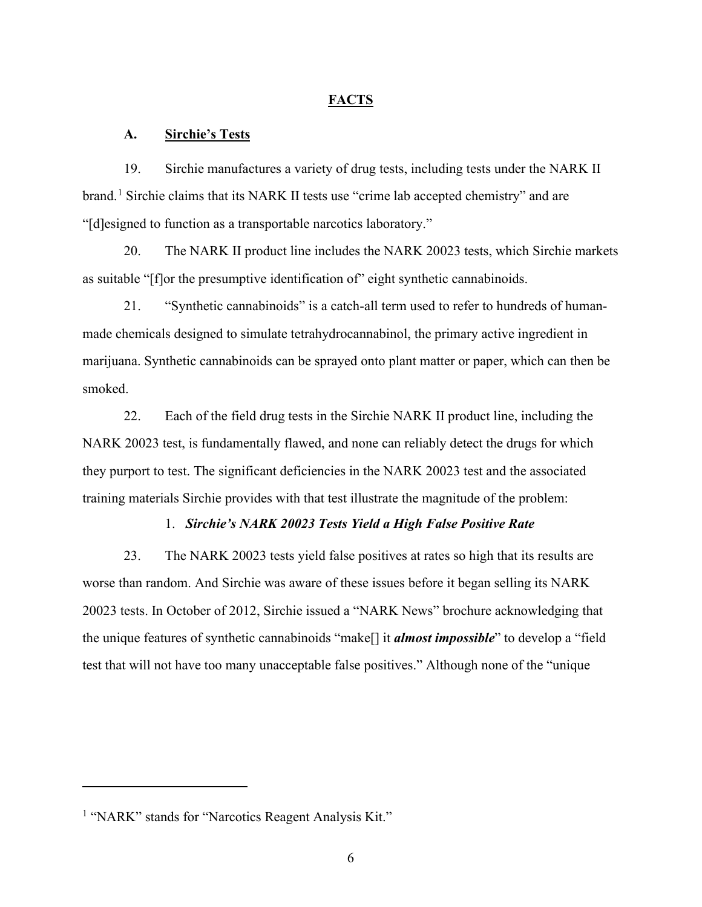## FACTS

### A. Sirchie's Tests

19. Sirchie manufactures a variety of drug tests, including tests under the NARK II brand.[1] Sirchie claims that its NARK II tests use "crime lab accepted chemistry" and are "[d]esigned to function as a transportable narcotics laboratory."

20. The NARK II product line includes the NARK 20023 tests, which Sirchie markets as suitable "[f]or the presumptive identification of" eight synthetic cannabinoids.

21. "Synthetic cannabinoids" is a catch-all term used to refer to hundreds of human-made chemicals designed to simulate tetrahydrocannabinol, the primary active ingredient in marijuana. Synthetic cannabinoids can be sprayed onto plant matter or paper, which can then be smoked.

22. Each of the field drug tests in the Sirchie NARK II product line, including the NARK 20023 test, is fundamentally flawed, and none can reliably detect the drugs for which they purport to test. The significant deficiencies in the NARK 20023 test and the associated training materials Sirchie provides with that test illustrate the magnitude of the problem:

#### 1. *Sirchie's NARK 20023 Tests Yield a High False Positive Rate*

23. The NARK 20023 tests yield false positives at rates so high that its results are worse than random. And Sirchie was aware of these issues before it began selling its NARK 20023 tests. In October of 2012, Sirchie issued a "NARK News" brochure acknowledging that the unique features of synthetic cannabinoids "make[] it ***almost impossible***" to develop a "field test that will not have too many unacceptable false positives." Although none of the "unique

---

[1] "NARK" stands for "Narcotics Reagent Analysis Kit."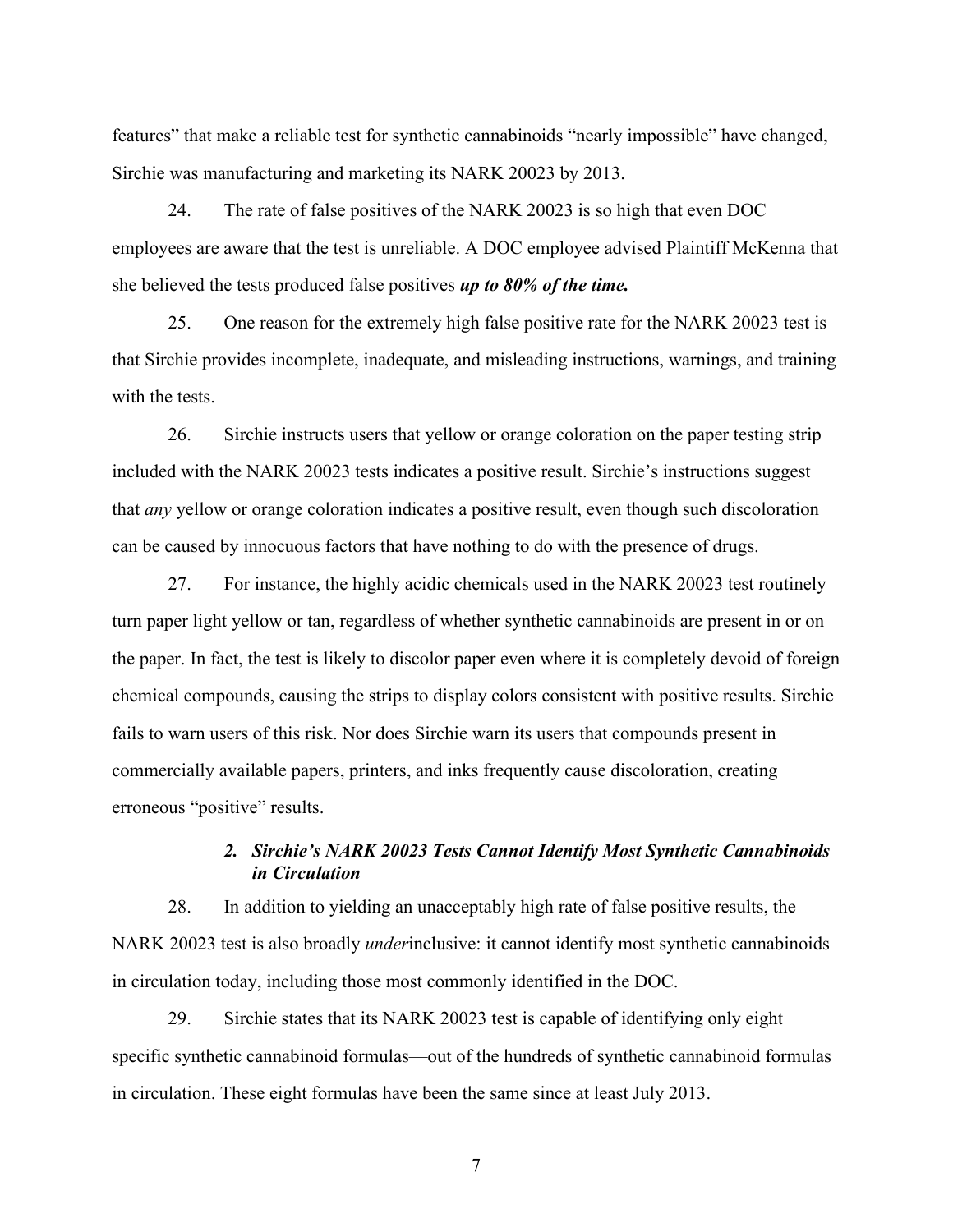features" that make a reliable test for synthetic cannabinoids "nearly impossible" have changed, Sirchie was manufacturing and marketing its NARK 20023 by 2013.

24. The rate of false positives of the NARK 20023 is so high that even DOC employees are aware that the test is unreliable. A DOC employee advised Plaintiff McKenna that she believed the tests produced false positives ***up to 80% of the time.***

25. One reason for the extremely high false positive rate for the NARK 20023 test is that Sirchie provides incomplete, inadequate, and misleading instructions, warnings, and training with the tests.

26. Sirchie instructs users that yellow or orange coloration on the paper testing strip included with the NARK 20023 tests indicates a positive result. Sirchie's instructions suggest that *any* yellow or orange coloration indicates a positive result, even though such discoloration can be caused by innocuous factors that have nothing to do with the presence of drugs.

27. For instance, the highly acidic chemicals used in the NARK 20023 test routinely turn paper light yellow or tan, regardless of whether synthetic cannabinoids are present in or on the paper. In fact, the test is likely to discolor paper even where it is completely devoid of foreign chemical compounds, causing the strips to display colors consistent with positive results. Sirchie fails to warn users of this risk. Nor does Sirchie warn its users that compounds present in commercially available papers, printers, and inks frequently cause discoloration, creating erroneous "positive" results.

### *2. Sirchie's NARK 20023 Tests Cannot Identify Most Synthetic Cannabinoids in Circulation*

28. In addition to yielding an unacceptably high rate of false positive results, the NARK 20023 test is also broadly *under*inclusive: it cannot identify most synthetic cannabinoids in circulation today, including those most commonly identified in the DOC.

29. Sirchie states that its NARK 20023 test is capable of identifying only eight specific synthetic cannabinoid formulas—out of the hundreds of synthetic cannabinoid formulas in circulation. These eight formulas have been the same since at least July 2013.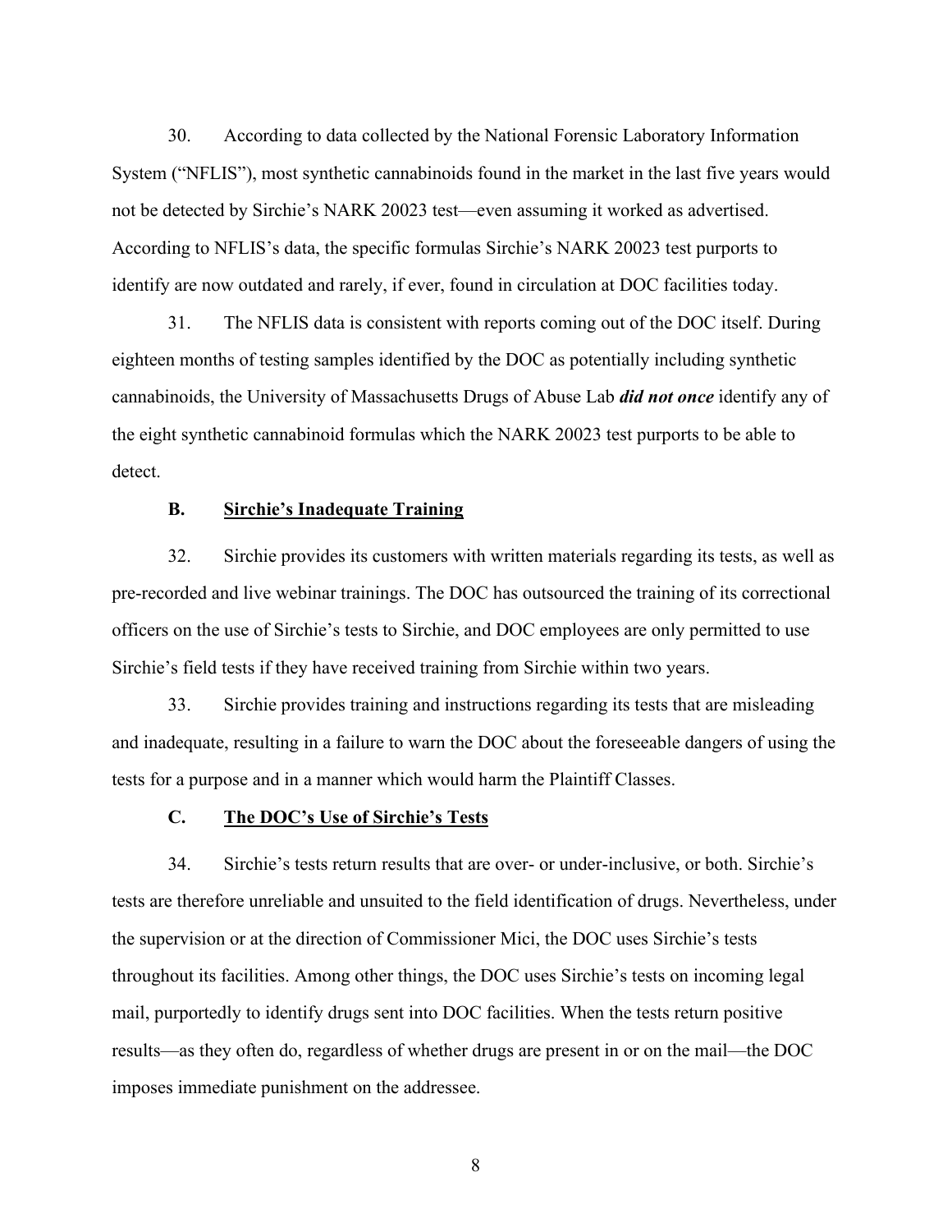30. According to data collected by the National Forensic Laboratory Information System ("NFLIS"), most synthetic cannabinoids found in the market in the last five years would not be detected by Sirchie's NARK 20023 test—even assuming it worked as advertised. According to NFLIS's data, the specific formulas Sirchie's NARK 20023 test purports to identify are now outdated and rarely, if ever, found in circulation at DOC facilities today.

31. The NFLIS data is consistent with reports coming out of the DOC itself. During eighteen months of testing samples identified by the DOC as potentially including synthetic cannabinoids, the University of Massachusetts Drugs of Abuse Lab ***did not once*** identify any of the eight synthetic cannabinoid formulas which the NARK 20023 test purports to be able to detect.

### B. Sirchie's Inadequate Training

32. Sirchie provides its customers with written materials regarding its tests, as well as pre-recorded and live webinar trainings. The DOC has outsourced the training of its correctional officers on the use of Sirchie's tests to Sirchie, and DOC employees are only permitted to use Sirchie's field tests if they have received training from Sirchie within two years.

33. Sirchie provides training and instructions regarding its tests that are misleading and inadequate, resulting in a failure to warn the DOC about the foreseeable dangers of using the tests for a purpose and in a manner which would harm the Plaintiff Classes.

### C. The DOC's Use of Sirchie's Tests

34. Sirchie's tests return results that are over- or under-inclusive, or both. Sirchie's tests are therefore unreliable and unsuited to the field identification of drugs. Nevertheless, under the supervision or at the direction of Commissioner Mici, the DOC uses Sirchie's tests throughout its facilities. Among other things, the DOC uses Sirchie's tests on incoming legal mail, purportedly to identify drugs sent into DOC facilities. When the tests return positive results—as they often do, regardless of whether drugs are present in or on the mail—the DOC imposes immediate punishment on the addressee.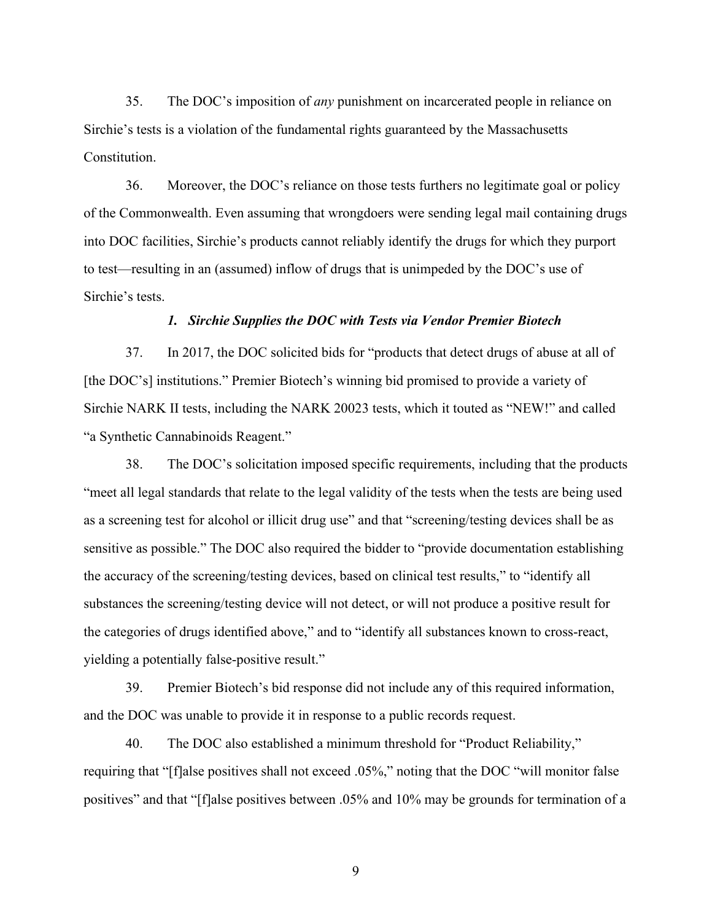35. The DOC's imposition of *any* punishment on incarcerated people in reliance on Sirchie's tests is a violation of the fundamental rights guaranteed by the Massachusetts Constitution.

36. Moreover, the DOC's reliance on those tests furthers no legitimate goal or policy of the Commonwealth. Even assuming that wrongdoers were sending legal mail containing drugs into DOC facilities, Sirchie's products cannot reliably identify the drugs for which they purport to test—resulting in an (assumed) inflow of drugs that is unimpeded by the DOC's use of Sirchie's tests.

### *1. Sirchie Supplies the DOC with Tests via Vendor Premier Biotech*

37. In 2017, the DOC solicited bids for "products that detect drugs of abuse at all of [the DOC's] institutions." Premier Biotech's winning bid promised to provide a variety of Sirchie NARK II tests, including the NARK 20023 tests, which it touted as "NEW!" and called "a Synthetic Cannabinoids Reagent."

38. The DOC's solicitation imposed specific requirements, including that the products "meet all legal standards that relate to the legal validity of the tests when the tests are being used as a screening test for alcohol or illicit drug use" and that "screening/testing devices shall be as sensitive as possible." The DOC also required the bidder to "provide documentation establishing the accuracy of the screening/testing devices, based on clinical test results," to "identify all substances the screening/testing device will not detect, or will not produce a positive result for the categories of drugs identified above," and to "identify all substances known to cross-react, yielding a potentially false-positive result."

39. Premier Biotech's bid response did not include any of this required information, and the DOC was unable to provide it in response to a public records request.

40. The DOC also established a minimum threshold for "Product Reliability," requiring that "[f]alse positives shall not exceed .05%," noting that the DOC "will monitor false positives" and that "[f]alse positives between .05% and 10% may be grounds for termination of a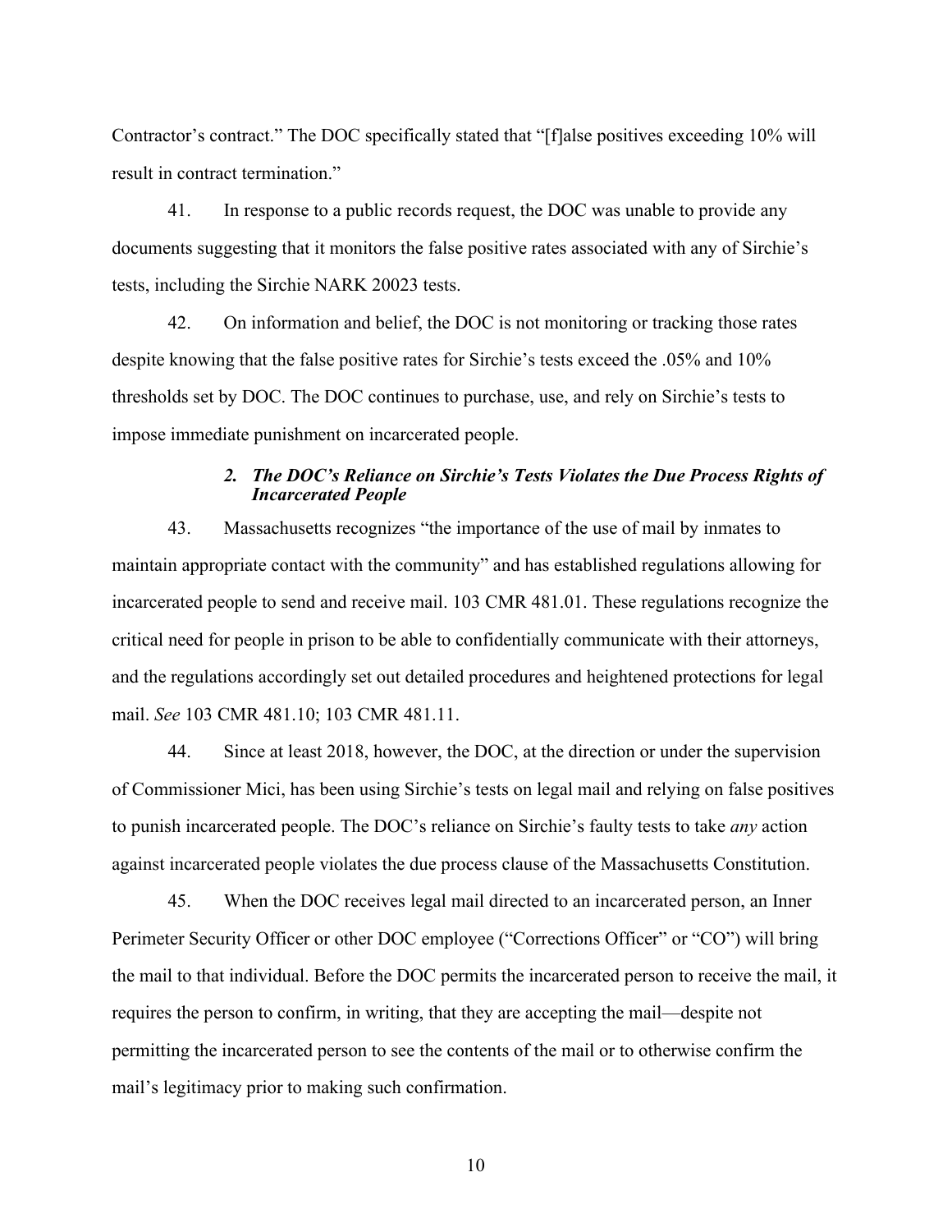Contractor's contract." The DOC specifically stated that "[f]alse positives exceeding 10% will result in contract termination."

41. In response to a public records request, the DOC was unable to provide any documents suggesting that it monitors the false positive rates associated with any of Sirchie's tests, including the Sirchie NARK 20023 tests.

42. On information and belief, the DOC is not monitoring or tracking those rates despite knowing that the false positive rates for Sirchie's tests exceed the .05% and 10% thresholds set by DOC. The DOC continues to purchase, use, and rely on Sirchie's tests to impose immediate punishment on incarcerated people.

### *2. The DOC's Reliance on Sirchie's Tests Violates the Due Process Rights of Incarcerated People*

43. Massachusetts recognizes "the importance of the use of mail by inmates to maintain appropriate contact with the community" and has established regulations allowing for incarcerated people to send and receive mail. 103 CMR 481.01. These regulations recognize the critical need for people in prison to be able to confidentially communicate with their attorneys, and the regulations accordingly set out detailed procedures and heightened protections for legal mail. *See* 103 CMR 481.10; 103 CMR 481.11.

44. Since at least 2018, however, the DOC, at the direction or under the supervision of Commissioner Mici, has been using Sirchie's tests on legal mail and relying on false positives to punish incarcerated people. The DOC's reliance on Sirchie's faulty tests to take *any* action against incarcerated people violates the due process clause of the Massachusetts Constitution.

45. When the DOC receives legal mail directed to an incarcerated person, an Inner Perimeter Security Officer or other DOC employee ("Corrections Officer" or "CO") will bring the mail to that individual. Before the DOC permits the incarcerated person to receive the mail, it requires the person to confirm, in writing, that they are accepting the mail—despite not permitting the incarcerated person to see the contents of the mail or to otherwise confirm the mail's legitimacy prior to making such confirmation.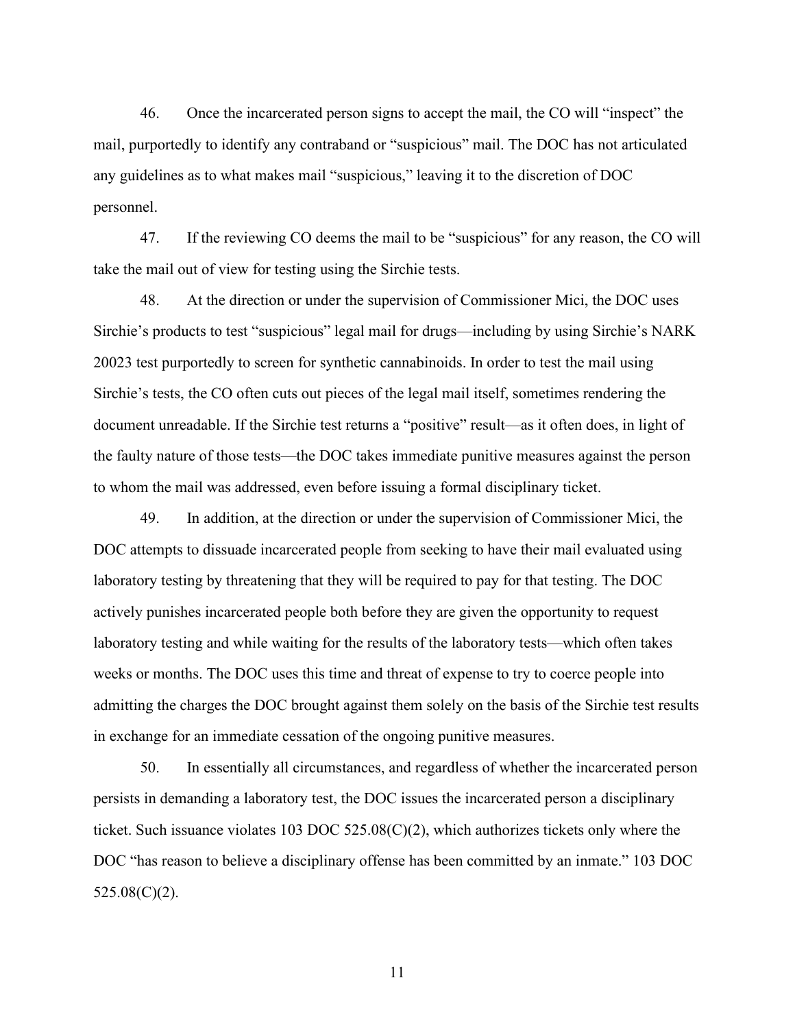46. Once the incarcerated person signs to accept the mail, the CO will "inspect" the mail, purportedly to identify any contraband or "suspicious" mail. The DOC has not articulated any guidelines as to what makes mail "suspicious," leaving it to the discretion of DOC personnel.

47. If the reviewing CO deems the mail to be "suspicious" for any reason, the CO will take the mail out of view for testing using the Sirchie tests.

48. At the direction or under the supervision of Commissioner Mici, the DOC uses Sirchie's products to test "suspicious" legal mail for drugs—including by using Sirchie's NARK 20023 test purportedly to screen for synthetic cannabinoids. In order to test the mail using Sirchie's tests, the CO often cuts out pieces of the legal mail itself, sometimes rendering the document unreadable. If the Sirchie test returns a "positive" result—as it often does, in light of the faulty nature of those tests—the DOC takes immediate punitive measures against the person to whom the mail was addressed, even before issuing a formal disciplinary ticket.

49. In addition, at the direction or under the supervision of Commissioner Mici, the DOC attempts to dissuade incarcerated people from seeking to have their mail evaluated using laboratory testing by threatening that they will be required to pay for that testing. The DOC actively punishes incarcerated people both before they are given the opportunity to request laboratory testing and while waiting for the results of the laboratory tests—which often takes weeks or months. The DOC uses this time and threat of expense to try to coerce people into admitting the charges the DOC brought against them solely on the basis of the Sirchie test results in exchange for an immediate cessation of the ongoing punitive measures.

50. In essentially all circumstances, and regardless of whether the incarcerated person persists in demanding a laboratory test, the DOC issues the incarcerated person a disciplinary ticket. Such issuance violates 103 DOC 525.08(C)(2), which authorizes tickets only where the DOC "has reason to believe a disciplinary offense has been committed by an inmate." 103 DOC 525.08(C)(2).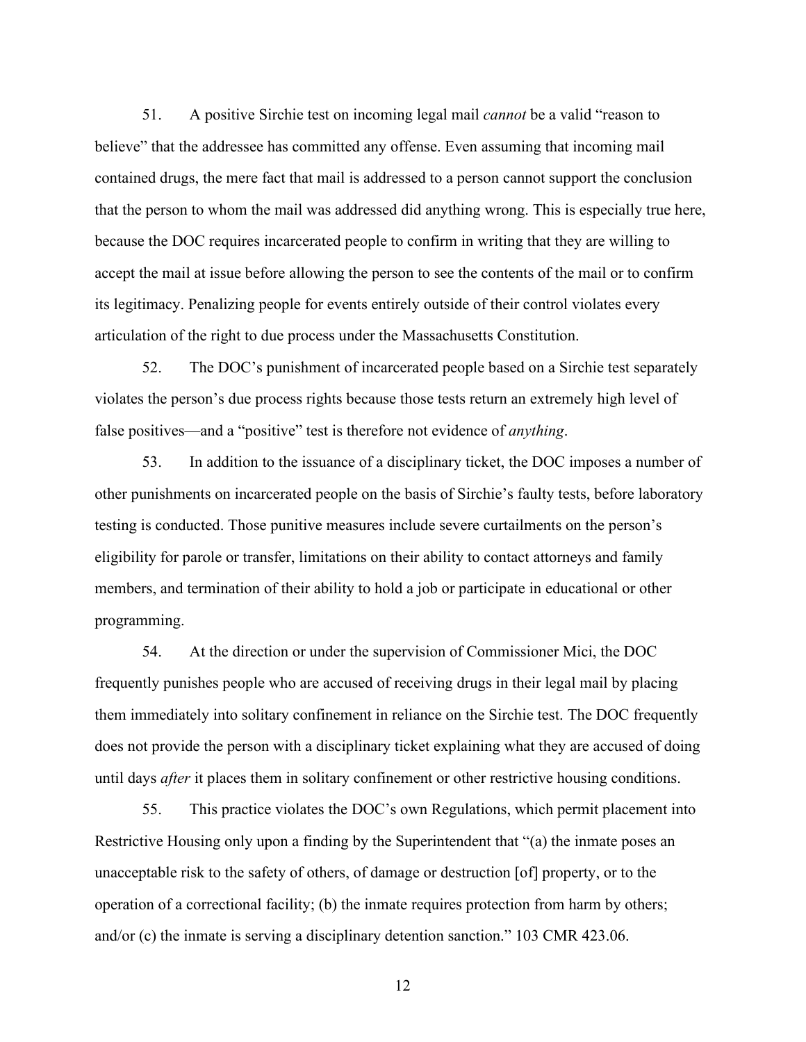51. A positive Sirchie test on incoming legal mail *cannot* be a valid "reason to believe" that the addressee has committed any offense. Even assuming that incoming mail contained drugs, the mere fact that mail is addressed to a person cannot support the conclusion that the person to whom the mail was addressed did anything wrong. This is especially true here, because the DOC requires incarcerated people to confirm in writing that they are willing to accept the mail at issue before allowing the person to see the contents of the mail or to confirm its legitimacy. Penalizing people for events entirely outside of their control violates every articulation of the right to due process under the Massachusetts Constitution.

52. The DOC's punishment of incarcerated people based on a Sirchie test separately violates the person's due process rights because those tests return an extremely high level of false positives—and a "positive" test is therefore not evidence of *anything*.

53. In addition to the issuance of a disciplinary ticket, the DOC imposes a number of other punishments on incarcerated people on the basis of Sirchie's faulty tests, before laboratory testing is conducted. Those punitive measures include severe curtailments on the person's eligibility for parole or transfer, limitations on their ability to contact attorneys and family members, and termination of their ability to hold a job or participate in educational or other programming.

54. At the direction or under the supervision of Commissioner Mici, the DOC frequently punishes people who are accused of receiving drugs in their legal mail by placing them immediately into solitary confinement in reliance on the Sirchie test. The DOC frequently does not provide the person with a disciplinary ticket explaining what they are accused of doing until days *after* it places them in solitary confinement or other restrictive housing conditions.

55. This practice violates the DOC's own Regulations, which permit placement into Restrictive Housing only upon a finding by the Superintendent that "(a) the inmate poses an unacceptable risk to the safety of others, of damage or destruction [of] property, or to the operation of a correctional facility; (b) the inmate requires protection from harm by others; and/or (c) the inmate is serving a disciplinary detention sanction." 103 CMR 423.06.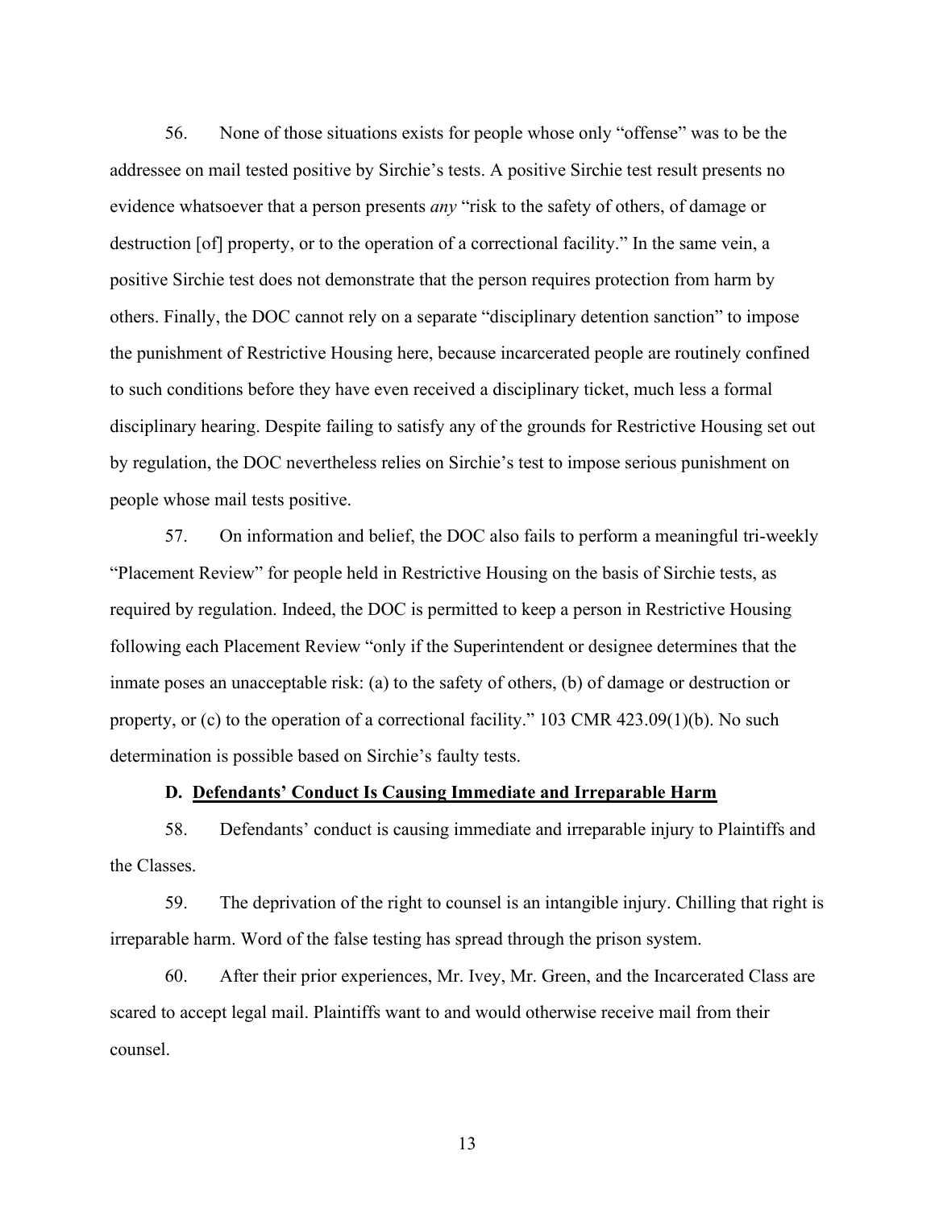56. None of those situations exists for people whose only "offense" was to be the addressee on mail tested positive by Sirchie's tests. A positive Sirchie test result presents no evidence whatsoever that a person presents *any* "risk to the safety of others, of damage or destruction [of] property, or to the operation of a correctional facility." In the same vein, a positive Sirchie test does not demonstrate that the person requires protection from harm by others. Finally, the DOC cannot rely on a separate "disciplinary detention sanction" to impose the punishment of Restrictive Housing here, because incarcerated people are routinely confined to such conditions before they have even received a disciplinary ticket, much less a formal disciplinary hearing. Despite failing to satisfy any of the grounds for Restrictive Housing set out by regulation, the DOC nevertheless relies on Sirchie's test to impose serious punishment on people whose mail tests positive.

57. On information and belief, the DOC also fails to perform a meaningful tri-weekly "Placement Review" for people held in Restrictive Housing on the basis of Sirchie tests, as required by regulation. Indeed, the DOC is permitted to keep a person in Restrictive Housing following each Placement Review "only if the Superintendent or designee determines that the inmate poses an unacceptable risk: (a) to the safety of others, (b) of damage or destruction or property, or (c) to the operation of a correctional facility." 103 CMR 423.09(1)(b). No such determination is possible based on Sirchie's faulty tests.

### D. <u>Defendants' Conduct Is Causing Immediate and Irreparable Harm</u>

58. Defendants' conduct is causing immediate and irreparable injury to Plaintiffs and the Classes.

59. The deprivation of the right to counsel is an intangible injury. Chilling that right is irreparable harm. Word of the false testing has spread through the prison system.

60. After their prior experiences, Mr. Ivey, Mr. Green, and the Incarcerated Class are scared to accept legal mail. Plaintiffs want to and would otherwise receive mail from their counsel.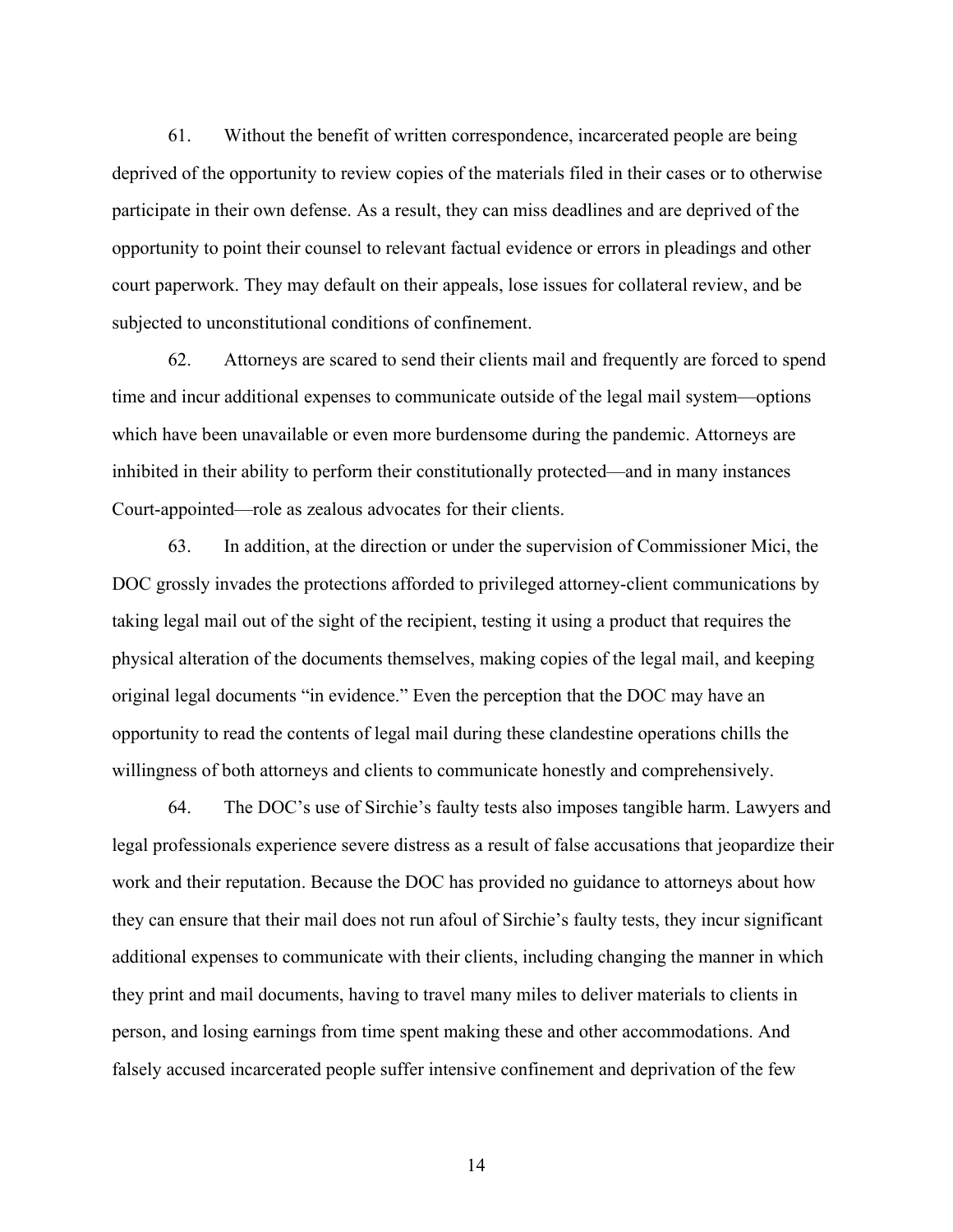61. Without the benefit of written correspondence, incarcerated people are being deprived of the opportunity to review copies of the materials filed in their cases or to otherwise participate in their own defense. As a result, they can miss deadlines and are deprived of the opportunity to point their counsel to relevant factual evidence or errors in pleadings and other court paperwork. They may default on their appeals, lose issues for collateral review, and be subjected to unconstitutional conditions of confinement.

62. Attorneys are scared to send their clients mail and frequently are forced to spend time and incur additional expenses to communicate outside of the legal mail system—options which have been unavailable or even more burdensome during the pandemic. Attorneys are inhibited in their ability to perform their constitutionally protected—and in many instances Court-appointed—role as zealous advocates for their clients.

63. In addition, at the direction or under the supervision of Commissioner Mici, the DOC grossly invades the protections afforded to privileged attorney-client communications by taking legal mail out of the sight of the recipient, testing it using a product that requires the physical alteration of the documents themselves, making copies of the legal mail, and keeping original legal documents "in evidence." Even the perception that the DOC may have an opportunity to read the contents of legal mail during these clandestine operations chills the willingness of both attorneys and clients to communicate honestly and comprehensively.

64. The DOC's use of Sirchie's faulty tests also imposes tangible harm. Lawyers and legal professionals experience severe distress as a result of false accusations that jeopardize their work and their reputation. Because the DOC has provided no guidance to attorneys about how they can ensure that their mail does not run afoul of Sirchie's faulty tests, they incur significant additional expenses to communicate with their clients, including changing the manner in which they print and mail documents, having to travel many miles to deliver materials to clients in person, and losing earnings from time spent making these and other accommodations. And falsely accused incarcerated people suffer intensive confinement and deprivation of the few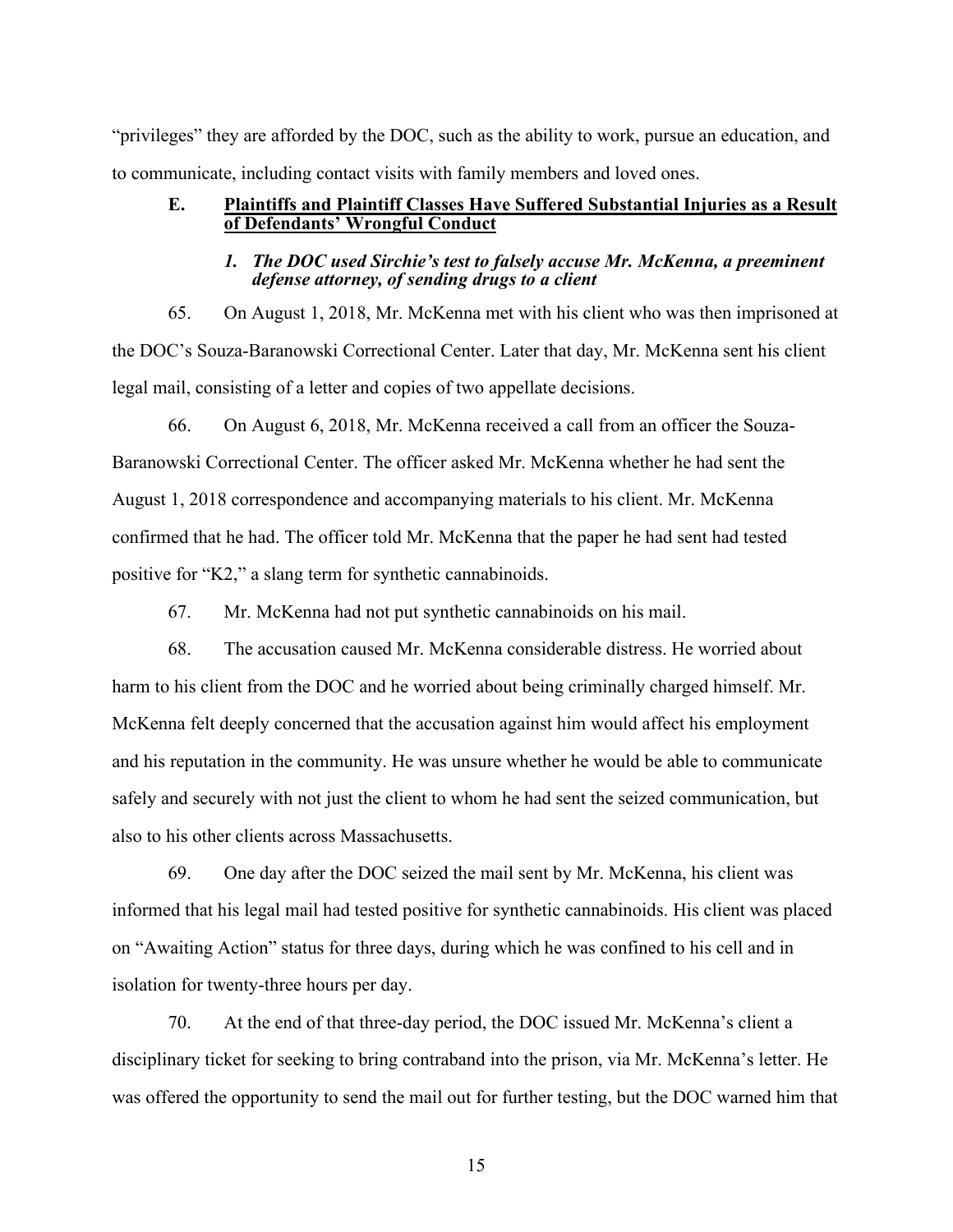"privileges" they are afforded by the DOC, such as the ability to work, pursue an education, and to communicate, including contact visits with family members and loved ones.

## E. Plaintiffs and Plaintiff Classes Have Suffered Substantial Injuries as a Result of Defendants' Wrongful Conduct

### *1. The DOC used Sirchie's test to falsely accuse Mr. McKenna, a preeminent defense attorney, of sending drugs to a client*

65. On August 1, 2018, Mr. McKenna met with his client who was then imprisoned at the DOC's Souza-Baranowski Correctional Center. Later that day, Mr. McKenna sent his client legal mail, consisting of a letter and copies of two appellate decisions.

66. On August 6, 2018, Mr. McKenna received a call from an officer the Souza-Baranowski Correctional Center. The officer asked Mr. McKenna whether he had sent the August 1, 2018 correspondence and accompanying materials to his client. Mr. McKenna confirmed that he had. The officer told Mr. McKenna that the paper he had sent had tested positive for "K2," a slang term for synthetic cannabinoids.

67. Mr. McKenna had not put synthetic cannabinoids on his mail.

68. The accusation caused Mr. McKenna considerable distress. He worried about harm to his client from the DOC and he worried about being criminally charged himself. Mr. McKenna felt deeply concerned that the accusation against him would affect his employment and his reputation in the community. He was unsure whether he would be able to communicate safely and securely with not just the client to whom he had sent the seized communication, but also to his other clients across Massachusetts.

69. One day after the DOC seized the mail sent by Mr. McKenna, his client was informed that his legal mail had tested positive for synthetic cannabinoids. His client was placed on "Awaiting Action" status for three days, during which he was confined to his cell and in isolation for twenty-three hours per day.

70. At the end of that three-day period, the DOC issued Mr. McKenna's client a disciplinary ticket for seeking to bring contraband into the prison, via Mr. McKenna's letter. He was offered the opportunity to send the mail out for further testing, but the DOC warned him that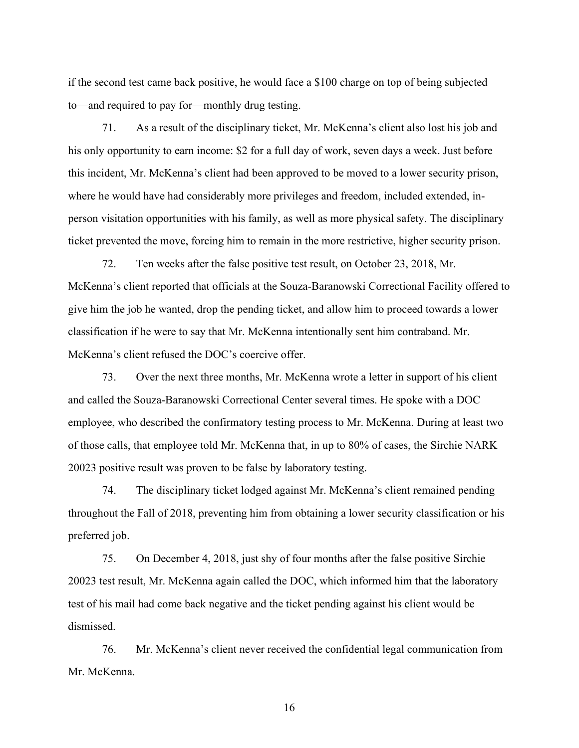if the second test came back positive, he would face a $100 charge on top of being subjected to—and required to pay for—monthly drug testing.

71. As a result of the disciplinary ticket, Mr. McKenna's client also lost his job and his only opportunity to earn income: $2 for a full day of work, seven days a week. Just before this incident, Mr. McKenna's client had been approved to be moved to a lower security prison, where he would have had considerably more privileges and freedom, included extended, in-person visitation opportunities with his family, as well as more physical safety. The disciplinary ticket prevented the move, forcing him to remain in the more restrictive, higher security prison.

72. Ten weeks after the false positive test result, on October 23, 2018, Mr. McKenna's client reported that officials at the Souza-Baranowski Correctional Facility offered to give him the job he wanted, drop the pending ticket, and allow him to proceed towards a lower classification if he were to say that Mr. McKenna intentionally sent him contraband. Mr. McKenna's client refused the DOC's coercive offer.

73. Over the next three months, Mr. McKenna wrote a letter in support of his client and called the Souza-Baranowski Correctional Center several times. He spoke with a DOC employee, who described the confirmatory testing process to Mr. McKenna. During at least two of those calls, that employee told Mr. McKenna that, in up to 80% of cases, the Sirchie NARK 20023 positive result was proven to be false by laboratory testing.

74. The disciplinary ticket lodged against Mr. McKenna's client remained pending throughout the Fall of 2018, preventing him from obtaining a lower security classification or his preferred job.

75. On December 4, 2018, just shy of four months after the false positive Sirchie 20023 test result, Mr. McKenna again called the DOC, which informed him that the laboratory test of his mail had come back negative and the ticket pending against his client would be dismissed.

76. Mr. McKenna's client never received the confidential legal communication from Mr. McKenna.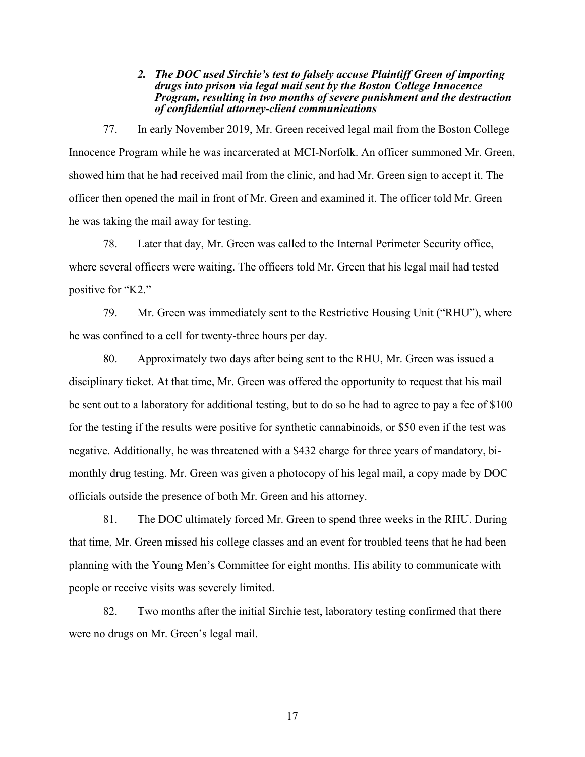### *2. The DOC used Sirchie's test to falsely accuse Plaintiff Green of importing drugs into prison via legal mail sent by the Boston College Innocence Program, resulting in two months of severe punishment and the destruction of confidential attorney-client communications*

77. In early November 2019, Mr. Green received legal mail from the Boston College Innocence Program while he was incarcerated at MCI-Norfolk. An officer summoned Mr. Green, showed him that he had received mail from the clinic, and had Mr. Green sign to accept it. The officer then opened the mail in front of Mr. Green and examined it. The officer told Mr. Green he was taking the mail away for testing.

78. Later that day, Mr. Green was called to the Internal Perimeter Security office, where several officers were waiting. The officers told Mr. Green that his legal mail had tested positive for "K2."

79. Mr. Green was immediately sent to the Restrictive Housing Unit ("RHU"), where he was confined to a cell for twenty-three hours per day.

80. Approximately two days after being sent to the RHU, Mr. Green was issued a disciplinary ticket. At that time, Mr. Green was offered the opportunity to request that his mail be sent out to a laboratory for additional testing, but to do so he had to agree to pay a fee of $100 for the testing if the results were positive for synthetic cannabinoids, or $50 even if the test was negative. Additionally, he was threatened with a $432 charge for three years of mandatory, bi-monthly drug testing. Mr. Green was given a photocopy of his legal mail, a copy made by DOC officials outside the presence of both Mr. Green and his attorney.

81. The DOC ultimately forced Mr. Green to spend three weeks in the RHU. During that time, Mr. Green missed his college classes and an event for troubled teens that he had been planning with the Young Men's Committee for eight months. His ability to communicate with people or receive visits was severely limited.

82. Two months after the initial Sirchie test, laboratory testing confirmed that there were no drugs on Mr. Green's legal mail.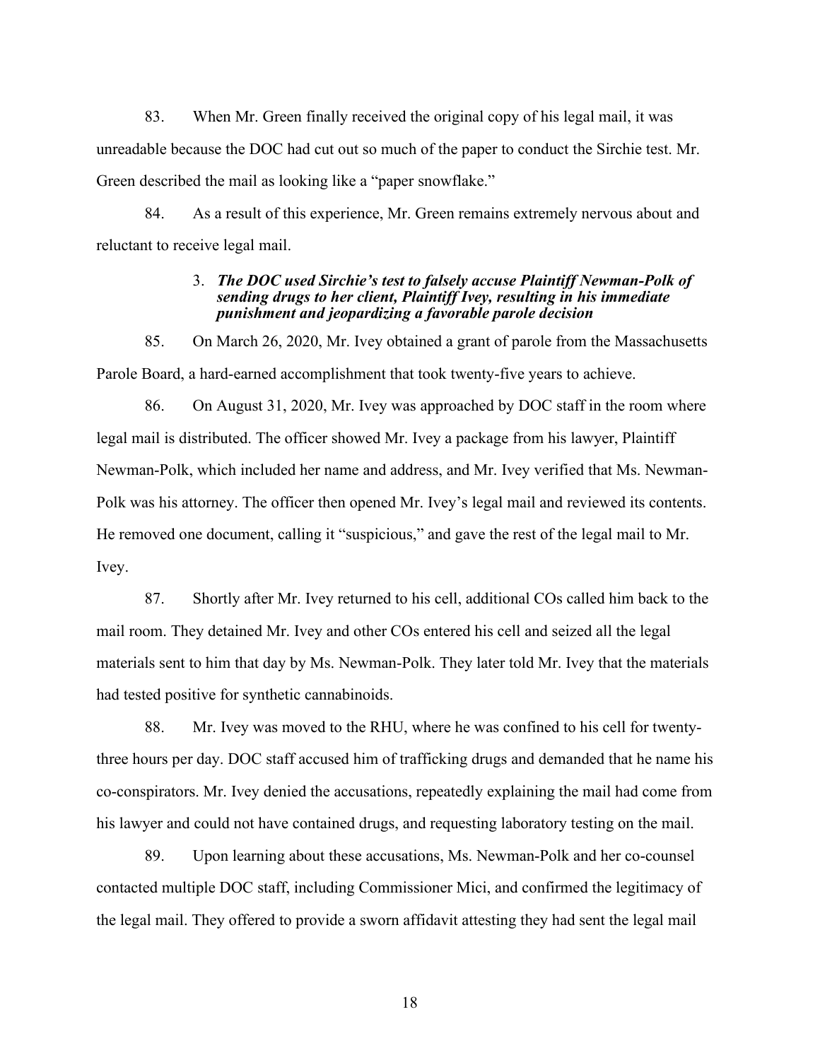83. When Mr. Green finally received the original copy of his legal mail, it was unreadable because the DOC had cut out so much of the paper to conduct the Sirchie test. Mr. Green described the mail as looking like a "paper snowflake."

84. As a result of this experience, Mr. Green remains extremely nervous about and reluctant to receive legal mail.

### 3. *The DOC used Sirchie's test to falsely accuse Plaintiff Newman-Polk of sending drugs to her client, Plaintiff Ivey, resulting in his immediate punishment and jeopardizing a favorable parole decision*

85. On March 26, 2020, Mr. Ivey obtained a grant of parole from the Massachusetts Parole Board, a hard-earned accomplishment that took twenty-five years to achieve.

86. On August 31, 2020, Mr. Ivey was approached by DOC staff in the room where legal mail is distributed. The officer showed Mr. Ivey a package from his lawyer, Plaintiff Newman-Polk, which included her name and address, and Mr. Ivey verified that Ms. Newman-Polk was his attorney. The officer then opened Mr. Ivey's legal mail and reviewed its contents. He removed one document, calling it "suspicious," and gave the rest of the legal mail to Mr. Ivey.

87. Shortly after Mr. Ivey returned to his cell, additional COs called him back to the mail room. They detained Mr. Ivey and other COs entered his cell and seized all the legal materials sent to him that day by Ms. Newman-Polk. They later told Mr. Ivey that the materials had tested positive for synthetic cannabinoids.

88. Mr. Ivey was moved to the RHU, where he was confined to his cell for twenty-three hours per day. DOC staff accused him of trafficking drugs and demanded that he name his co-conspirators. Mr. Ivey denied the accusations, repeatedly explaining the mail had come from his lawyer and could not have contained drugs, and requesting laboratory testing on the mail.

89. Upon learning about these accusations, Ms. Newman-Polk and her co-counsel contacted multiple DOC staff, including Commissioner Mici, and confirmed the legitimacy of the legal mail. They offered to provide a sworn affidavit attesting they had sent the legal mail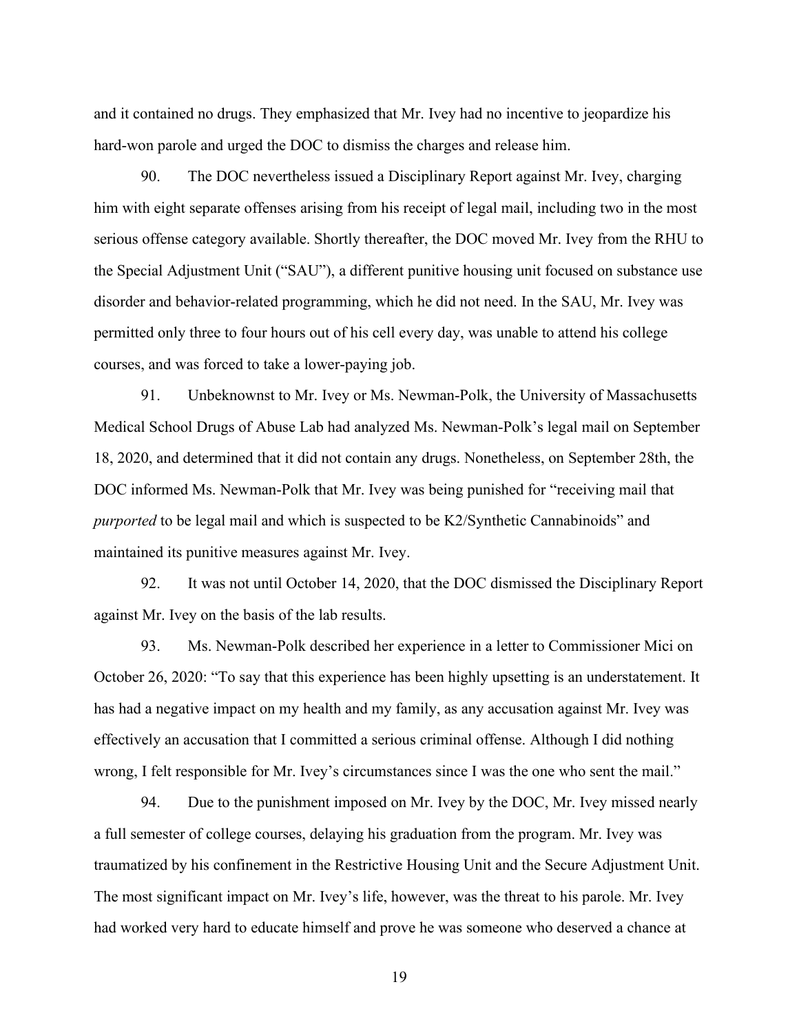and it contained no drugs. They emphasized that Mr. Ivey had no incentive to jeopardize his hard-won parole and urged the DOC to dismiss the charges and release him.

90. The DOC nevertheless issued a Disciplinary Report against Mr. Ivey, charging him with eight separate offenses arising from his receipt of legal mail, including two in the most serious offense category available. Shortly thereafter, the DOC moved Mr. Ivey from the RHU to the Special Adjustment Unit ("SAU"), a different punitive housing unit focused on substance use disorder and behavior-related programming, which he did not need. In the SAU, Mr. Ivey was permitted only three to four hours out of his cell every day, was unable to attend his college courses, and was forced to take a lower-paying job.

91. Unbeknownst to Mr. Ivey or Ms. Newman-Polk, the University of Massachusetts Medical School Drugs of Abuse Lab had analyzed Ms. Newman-Polk's legal mail on September 18, 2020, and determined that it did not contain any drugs. Nonetheless, on September 28th, the DOC informed Ms. Newman-Polk that Mr. Ivey was being punished for "receiving mail that *purported* to be legal mail and which is suspected to be K2/Synthetic Cannabinoids" and maintained its punitive measures against Mr. Ivey.

92. It was not until October 14, 2020, that the DOC dismissed the Disciplinary Report against Mr. Ivey on the basis of the lab results.

93. Ms. Newman-Polk described her experience in a letter to Commissioner Mici on October 26, 2020: "To say that this experience has been highly upsetting is an understatement. It has had a negative impact on my health and my family, as any accusation against Mr. Ivey was effectively an accusation that I committed a serious criminal offense. Although I did nothing wrong, I felt responsible for Mr. Ivey's circumstances since I was the one who sent the mail."

94. Due to the punishment imposed on Mr. Ivey by the DOC, Mr. Ivey missed nearly a full semester of college courses, delaying his graduation from the program. Mr. Ivey was traumatized by his confinement in the Restrictive Housing Unit and the Secure Adjustment Unit. The most significant impact on Mr. Ivey's life, however, was the threat to his parole. Mr. Ivey had worked very hard to educate himself and prove he was someone who deserved a chance at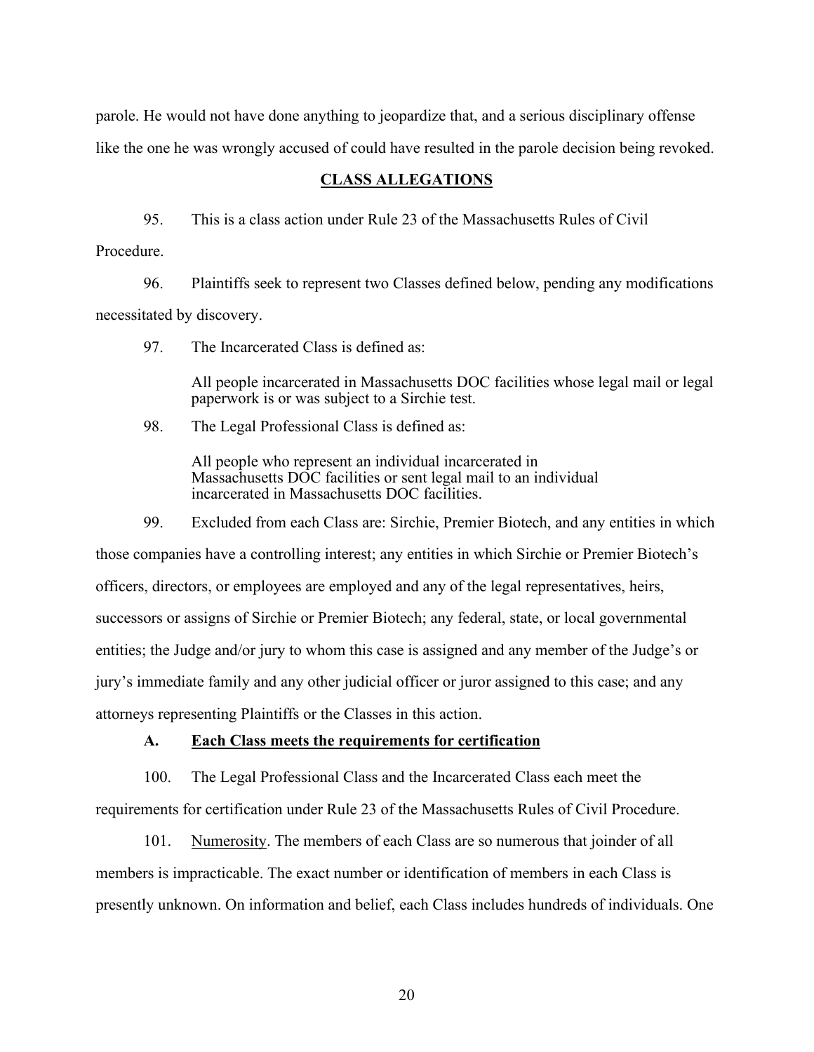parole. He would not have done anything to jeopardize that, and a serious disciplinary offense like the one he was wrongly accused of could have resulted in the parole decision being revoked.

## CLASS ALLEGATIONS

95. This is a class action under Rule 23 of the Massachusetts Rules of Civil Procedure.

96. Plaintiffs seek to represent two Classes defined below, pending any modifications necessitated by discovery.

97. The Incarcerated Class is defined as:

> All people incarcerated in Massachusetts DOC facilities whose legal mail or legal paperwork is or was subject to a Sirchie test.

98. The Legal Professional Class is defined as:

> All people who represent an individual incarcerated in Massachusetts DOC facilities or sent legal mail to an individual incarcerated in Massachusetts DOC facilities.

99. Excluded from each Class are: Sirchie, Premier Biotech, and any entities in which those companies have a controlling interest; any entities in which Sirchie or Premier Biotech's officers, directors, or employees are employed and any of the legal representatives, heirs, successors or assigns of Sirchie or Premier Biotech; any federal, state, or local governmental entities; the Judge and/or jury to whom this case is assigned and any member of the Judge's or jury's immediate family and any other judicial officer or juror assigned to this case; and any attorneys representing Plaintiffs or the Classes in this action.

### A. Each Class meets the requirements for certification

100. The Legal Professional Class and the Incarcerated Class each meet the requirements for certification under Rule 23 of the Massachusetts Rules of Civil Procedure.

101. Numerosity. The members of each Class are so numerous that joinder of all members is impracticable. The exact number or identification of members in each Class is presently unknown. On information and belief, each Class includes hundreds of individuals. One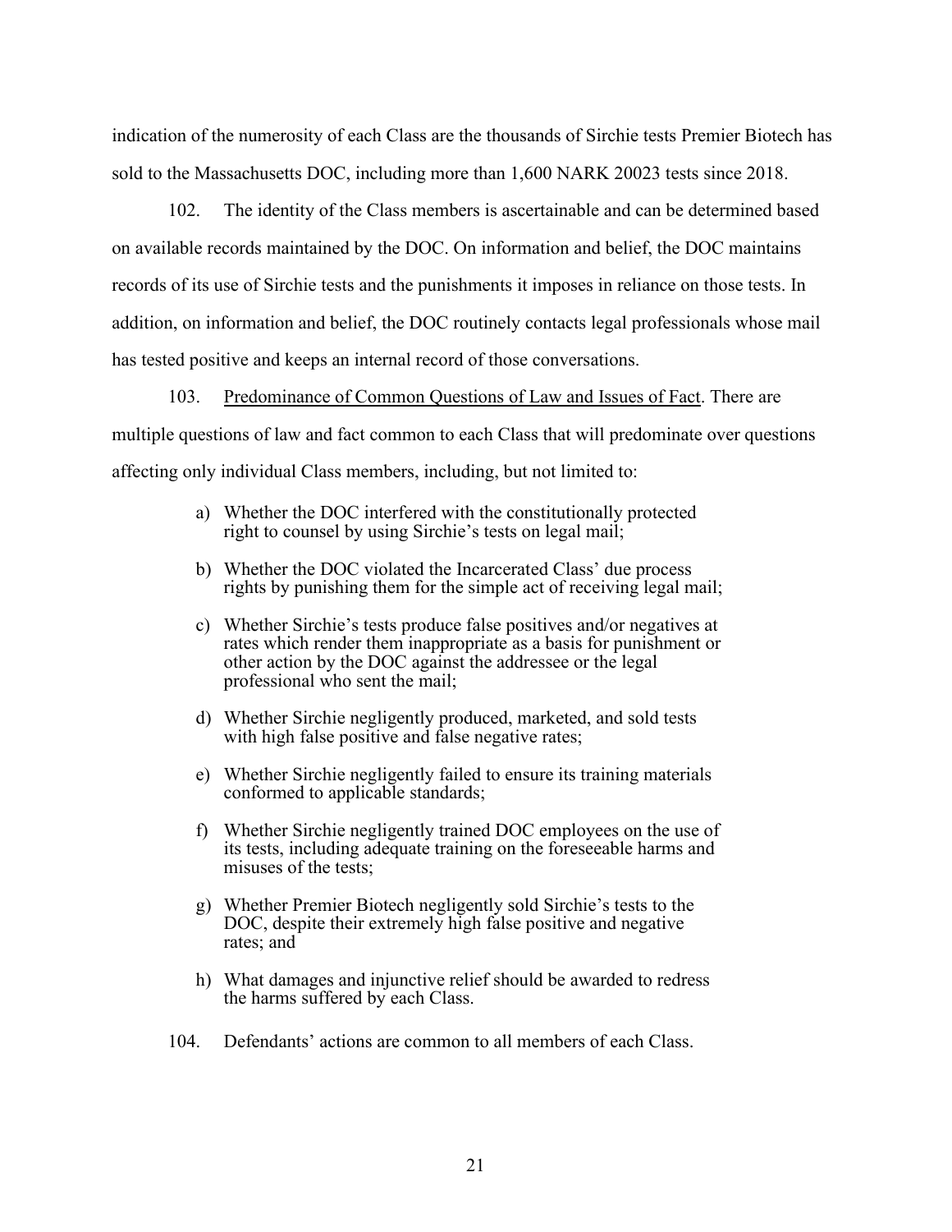indication of the numerosity of each Class are the thousands of Sirchie tests Premier Biotech has sold to the Massachusetts DOC, including more than 1,600 NARK 20023 tests since 2018.

102. The identity of the Class members is ascertainable and can be determined based on available records maintained by the DOC. On information and belief, the DOC maintains records of its use of Sirchie tests and the punishments it imposes in reliance on those tests. In addition, on information and belief, the DOC routinely contacts legal professionals whose mail has tested positive and keeps an internal record of those conversations.

103. <u>Predominance of Common Questions of Law and Issues of Fact</u>. There are multiple questions of law and fact common to each Class that will predominate over questions affecting only individual Class members, including, but not limited to:

a) Whether the DOC interfered with the constitutionally protected right to counsel by using Sirchie's tests on legal mail;

b) Whether the DOC violated the Incarcerated Class' due process rights by punishing them for the simple act of receiving legal mail;

c) Whether Sirchie's tests produce false positives and/or negatives at rates which render them inappropriate as a basis for punishment or other action by the DOC against the addressee or the legal professional who sent the mail;

d) Whether Sirchie negligently produced, marketed, and sold tests with high false positive and false negative rates;

e) Whether Sirchie negligently failed to ensure its training materials conformed to applicable standards;

f) Whether Sirchie negligently trained DOC employees on the use of its tests, including adequate training on the foreseeable harms and misuses of the tests;

g) Whether Premier Biotech negligently sold Sirchie's tests to the DOC, despite their extremely high false positive and negative rates; and

h) What damages and injunctive relief should be awarded to redress the harms suffered by each Class.

104. Defendants' actions are common to all members of each Class.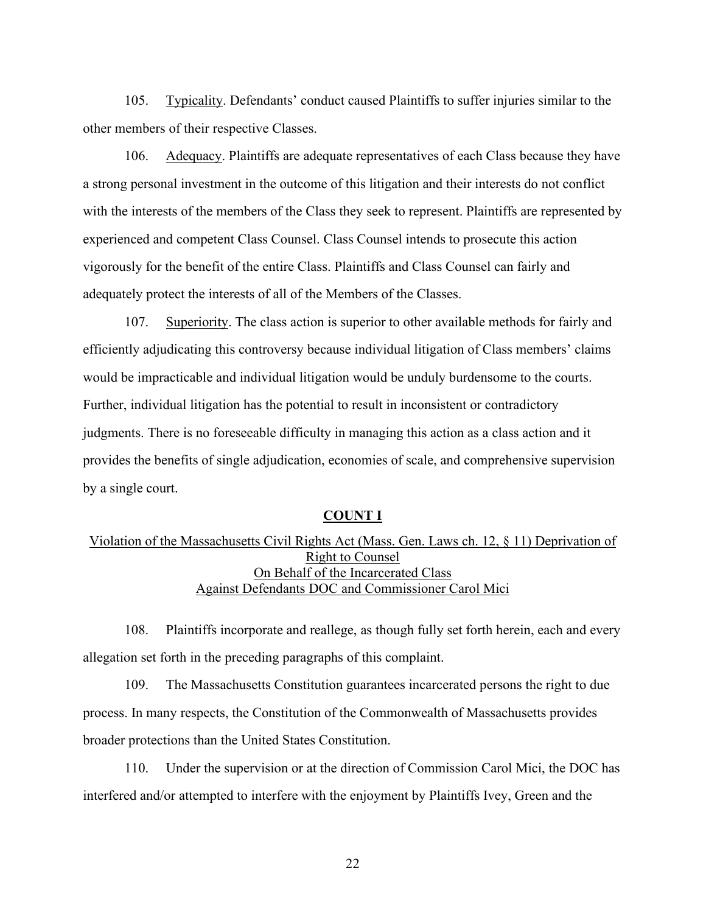105. Typicality. Defendants' conduct caused Plaintiffs to suffer injuries similar to the other members of their respective Classes.

106. Adequacy. Plaintiffs are adequate representatives of each Class because they have a strong personal investment in the outcome of this litigation and their interests do not conflict with the interests of the members of the Class they seek to represent. Plaintiffs are represented by experienced and competent Class Counsel. Class Counsel intends to prosecute this action vigorously for the benefit of the entire Class. Plaintiffs and Class Counsel can fairly and adequately protect the interests of all of the Members of the Classes.

107. Superiority. The class action is superior to other available methods for fairly and efficiently adjudicating this controversy because individual litigation of Class members' claims would be impracticable and individual litigation would be unduly burdensome to the courts. Further, individual litigation has the potential to result in inconsistent or contradictory judgments. There is no foreseeable difficulty in managing this action as a class action and it provides the benefits of single adjudication, economies of scale, and comprehensive supervision by a single court.

## COUNT I

Violation of the Massachusetts Civil Rights Act (Mass. Gen. Laws ch. 12, § 11) Deprivation of Right to Counsel
On Behalf of the Incarcerated Class
Against Defendants DOC and Commissioner Carol Mici

108. Plaintiffs incorporate and reallege, as though fully set forth herein, each and every allegation set forth in the preceding paragraphs of this complaint.

109. The Massachusetts Constitution guarantees incarcerated persons the right to due process. In many respects, the Constitution of the Commonwealth of Massachusetts provides broader protections than the United States Constitution.

110. Under the supervision or at the direction of Commission Carol Mici, the DOC has interfered and/or attempted to interfere with the enjoyment by Plaintiffs Ivey, Green and the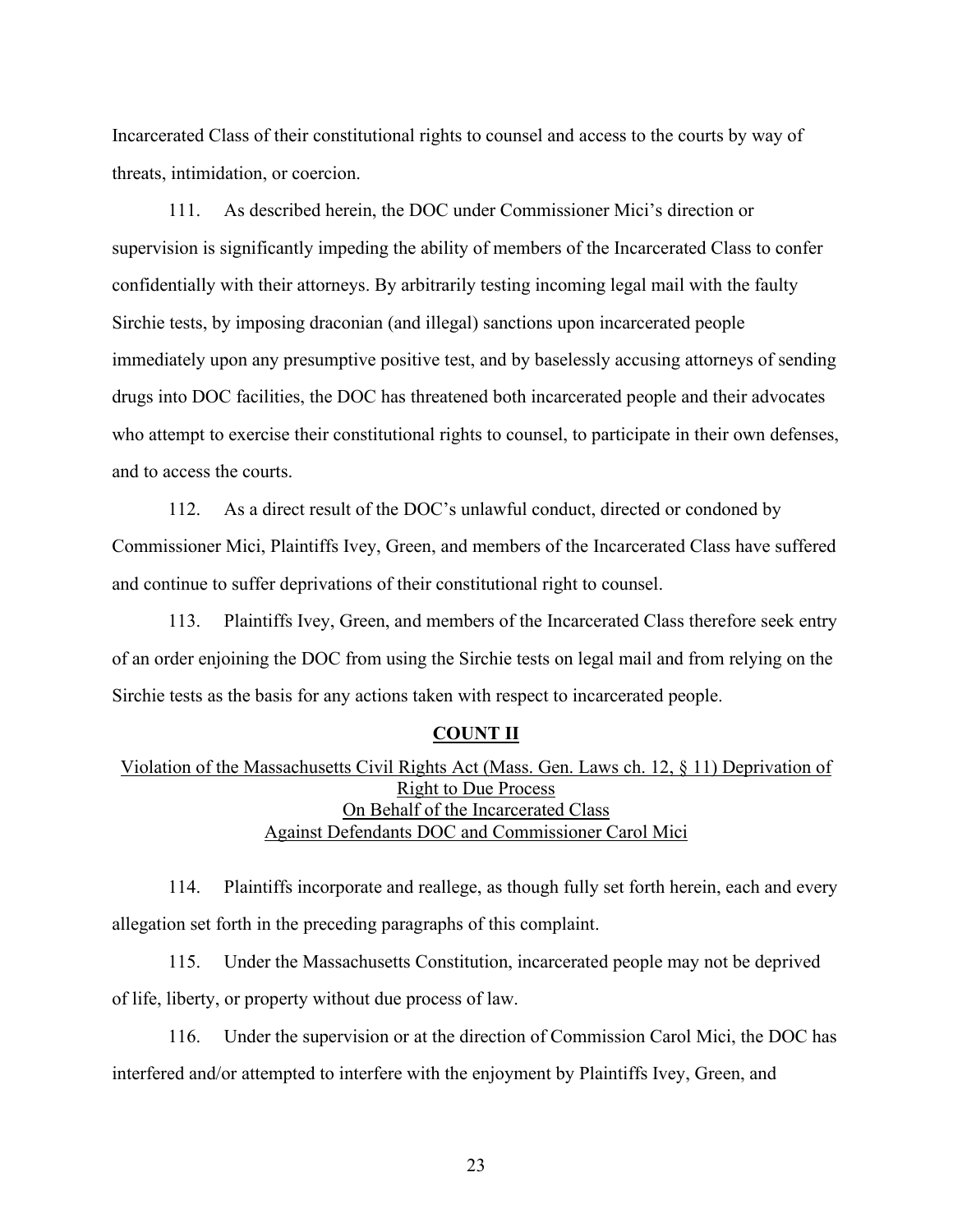Incarcerated Class of their constitutional rights to counsel and access to the courts by way of threats, intimidation, or coercion.

111. As described herein, the DOC under Commissioner Mici's direction or supervision is significantly impeding the ability of members of the Incarcerated Class to confer confidentially with their attorneys. By arbitrarily testing incoming legal mail with the faulty Sirchie tests, by imposing draconian (and illegal) sanctions upon incarcerated people immediately upon any presumptive positive test, and by baselessly accusing attorneys of sending drugs into DOC facilities, the DOC has threatened both incarcerated people and their advocates who attempt to exercise their constitutional rights to counsel, to participate in their own defenses, and to access the courts.

112. As a direct result of the DOC's unlawful conduct, directed or condoned by Commissioner Mici, Plaintiffs Ivey, Green, and members of the Incarcerated Class have suffered and continue to suffer deprivations of their constitutional right to counsel.

113. Plaintiffs Ivey, Green, and members of the Incarcerated Class therefore seek entry of an order enjoining the DOC from using the Sirchie tests on legal mail and from relying on the Sirchie tests as the basis for any actions taken with respect to incarcerated people.

## COUNT II

Violation of the Massachusetts Civil Rights Act (Mass. Gen. Laws ch. 12, § 11) Deprivation of Right to Due Process
On Behalf of the Incarcerated Class
Against Defendants DOC and Commissioner Carol Mici

114. Plaintiffs incorporate and reallege, as though fully set forth herein, each and every allegation set forth in the preceding paragraphs of this complaint.

115. Under the Massachusetts Constitution, incarcerated people may not be deprived of life, liberty, or property without due process of law.

116. Under the supervision or at the direction of Commission Carol Mici, the DOC has interfered and/or attempted to interfere with the enjoyment by Plaintiffs Ivey, Green, and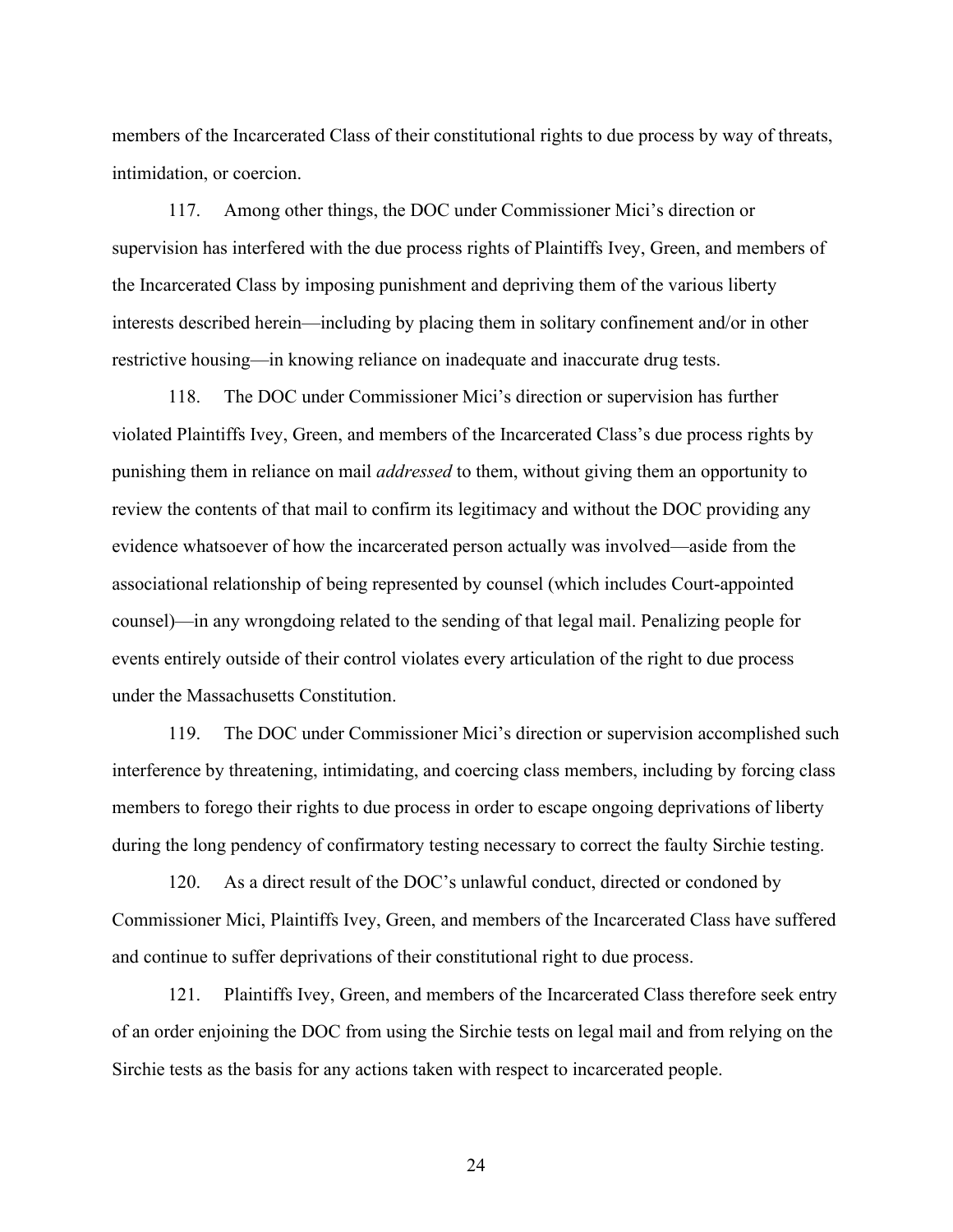members of the Incarcerated Class of their constitutional rights to due process by way of threats, intimidation, or coercion.

117. Among other things, the DOC under Commissioner Mici's direction or supervision has interfered with the due process rights of Plaintiffs Ivey, Green, and members of the Incarcerated Class by imposing punishment and depriving them of the various liberty interests described herein—including by placing them in solitary confinement and/or in other restrictive housing—in knowing reliance on inadequate and inaccurate drug tests.

118. The DOC under Commissioner Mici's direction or supervision has further violated Plaintiffs Ivey, Green, and members of the Incarcerated Class's due process rights by punishing them in reliance on mail *addressed* to them, without giving them an opportunity to review the contents of that mail to confirm its legitimacy and without the DOC providing any evidence whatsoever of how the incarcerated person actually was involved—aside from the associational relationship of being represented by counsel (which includes Court-appointed counsel)—in any wrongdoing related to the sending of that legal mail. Penalizing people for events entirely outside of their control violates every articulation of the right to due process under the Massachusetts Constitution.

119. The DOC under Commissioner Mici's direction or supervision accomplished such interference by threatening, intimidating, and coercing class members, including by forcing class members to forego their rights to due process in order to escape ongoing deprivations of liberty during the long pendency of confirmatory testing necessary to correct the faulty Sirchie testing.

120. As a direct result of the DOC's unlawful conduct, directed or condoned by Commissioner Mici, Plaintiffs Ivey, Green, and members of the Incarcerated Class have suffered and continue to suffer deprivations of their constitutional right to due process.

121. Plaintiffs Ivey, Green, and members of the Incarcerated Class therefore seek entry of an order enjoining the DOC from using the Sirchie tests on legal mail and from relying on the Sirchie tests as the basis for any actions taken with respect to incarcerated people.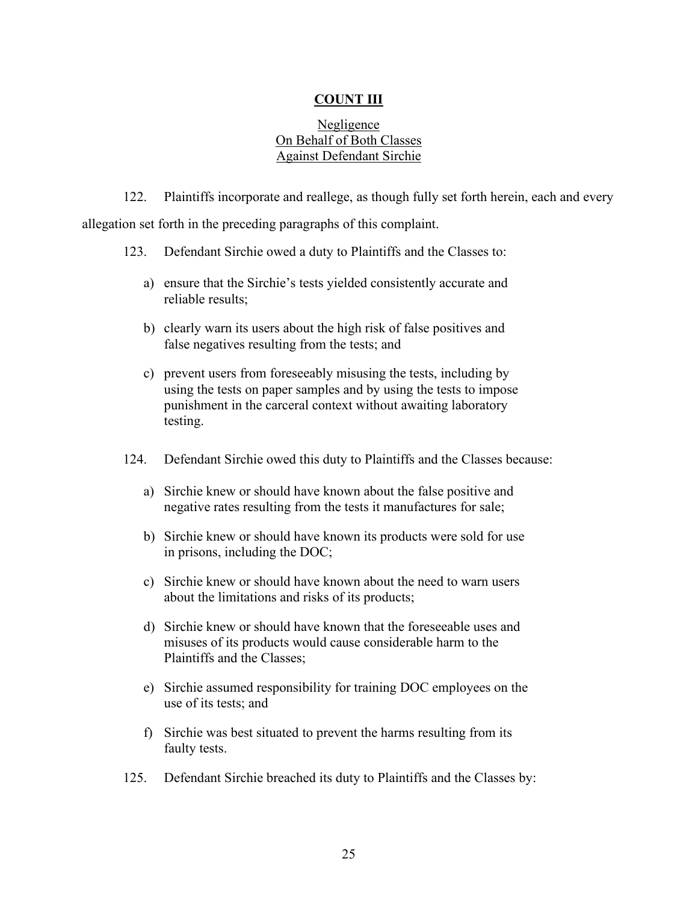## COUNT III

### Negligence
### On Behalf of Both Classes
### Against Defendant Sirchie

122. Plaintiffs incorporate and reallege, as though fully set forth herein, each and every allegation set forth in the preceding paragraphs of this complaint.

123. Defendant Sirchie owed a duty to Plaintiffs and the Classes to:

a) ensure that the Sirchie's tests yielded consistently accurate and reliable results;

b) clearly warn its users about the high risk of false positives and false negatives resulting from the tests; and

c) prevent users from foreseeably misusing the tests, including by using the tests on paper samples and by using the tests to impose punishment in the carceral context without awaiting laboratory testing.

124. Defendant Sirchie owed this duty to Plaintiffs and the Classes because:

a) Sirchie knew or should have known about the false positive and negative rates resulting from the tests it manufactures for sale;

b) Sirchie knew or should have known its products were sold for use in prisons, including the DOC;

c) Sirchie knew or should have known about the need to warn users about the limitations and risks of its products;

d) Sirchie knew or should have known that the foreseeable uses and misuses of its products would cause considerable harm to the Plaintiffs and the Classes;

e) Sirchie assumed responsibility for training DOC employees on the use of its tests; and

f) Sirchie was best situated to prevent the harms resulting from its faulty tests.

125. Defendant Sirchie breached its duty to Plaintiffs and the Classes by: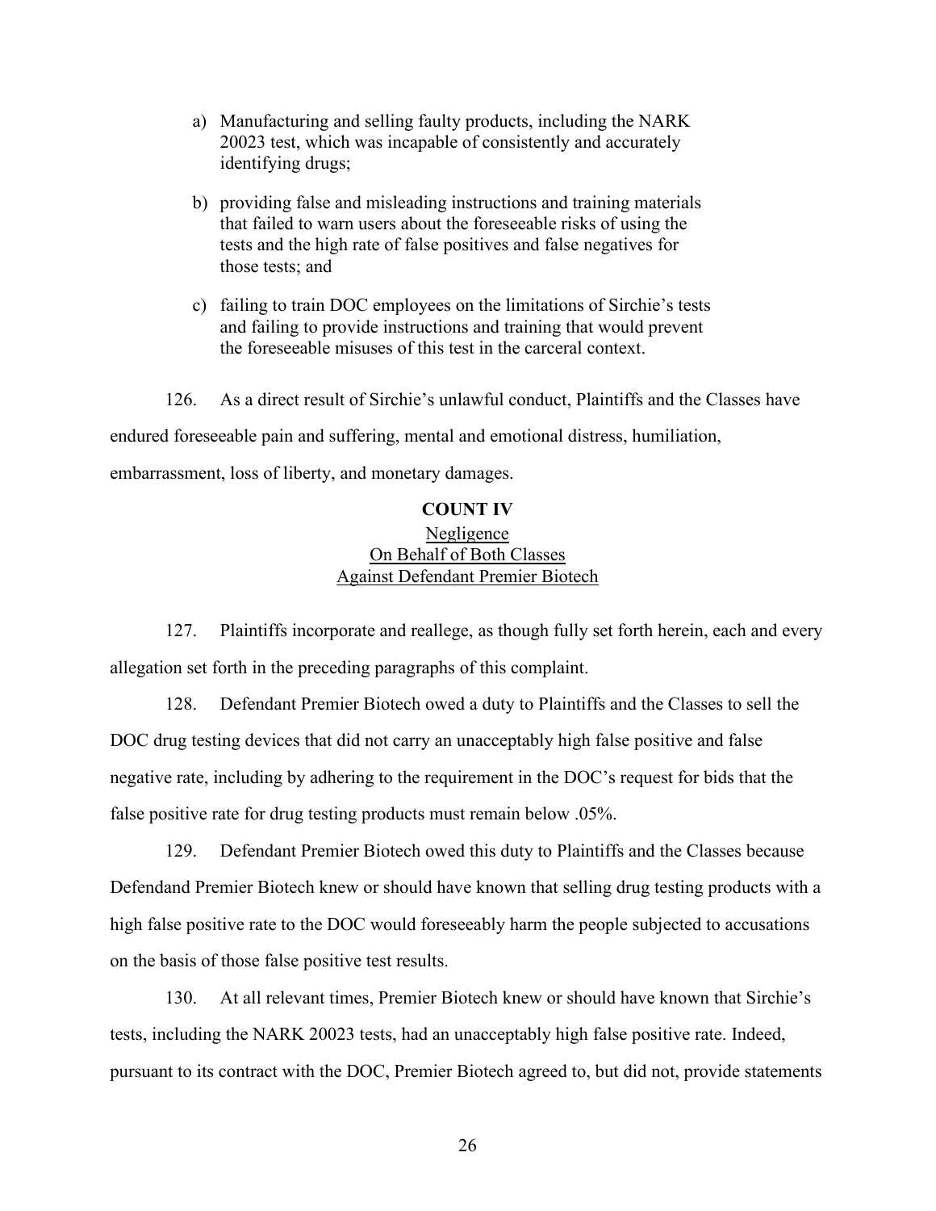a) Manufacturing and selling faulty products, including the NARK 20023 test, which was incapable of consistently and accurately identifying drugs;

b) providing false and misleading instructions and training materials that failed to warn users about the foreseeable risks of using the tests and the high rate of false positives and false negatives for those tests; and

c) failing to train DOC employees on the limitations of Sirchie's tests and failing to provide instructions and training that would prevent the foreseeable misuses of this test in the carceral context.

126. As a direct result of Sirchie's unlawful conduct, Plaintiffs and the Classes have endured foreseeable pain and suffering, mental and emotional distress, humiliation, embarrassment, loss of liberty, and monetary damages.

**COUNT IV**

Negligence
On Behalf of Both Classes
Against Defendant Premier Biotech

127. Plaintiffs incorporate and reallege, as though fully set forth herein, each and every allegation set forth in the preceding paragraphs of this complaint.

128. Defendant Premier Biotech owed a duty to Plaintiffs and the Classes to sell the DOC drug testing devices that did not carry an unacceptably high false positive and false negative rate, including by adhering to the requirement in the DOC's request for bids that the false positive rate for drug testing products must remain below .05%.

129. Defendant Premier Biotech owed this duty to Plaintiffs and the Classes because Defendand Premier Biotech knew or should have known that selling drug testing products with a high false positive rate to the DOC would foreseeably harm the people subjected to accusations on the basis of those false positive test results.

130. At all relevant times, Premier Biotech knew or should have known that Sirchie's tests, including the NARK 20023 tests, had an unacceptably high false positive rate. Indeed, pursuant to its contract with the DOC, Premier Biotech agreed to, but did not, provide statements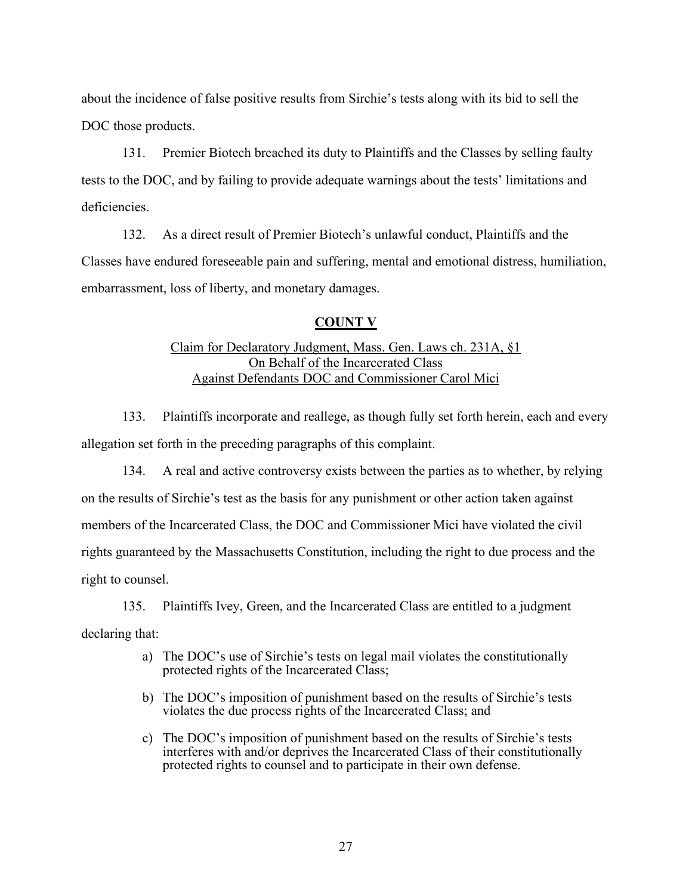about the incidence of false positive results from Sirchie's tests along with its bid to sell the DOC those products.

131. Premier Biotech breached its duty to Plaintiffs and the Classes by selling faulty tests to the DOC, and by failing to provide adequate warnings about the tests' limitations and deficiencies.

132. As a direct result of Premier Biotech's unlawful conduct, Plaintiffs and the Classes have endured foreseeable pain and suffering, mental and emotional distress, humiliation, embarrassment, loss of liberty, and monetary damages.

## COUNT V

Claim for Declaratory Judgment, Mass. Gen. Laws ch. 231A, §1
On Behalf of the Incarcerated Class
Against Defendants DOC and Commissioner Carol Mici

133. Plaintiffs incorporate and reallege, as though fully set forth herein, each and every allegation set forth in the preceding paragraphs of this complaint.

134. A real and active controversy exists between the parties as to whether, by relying on the results of Sirchie's test as the basis for any punishment or other action taken against members of the Incarcerated Class, the DOC and Commissioner Mici have violated the civil rights guaranteed by the Massachusetts Constitution, including the right to due process and the right to counsel.

135. Plaintiffs Ivey, Green, and the Incarcerated Class are entitled to a judgment declaring that:

a) The DOC's use of Sirchie's tests on legal mail violates the constitutionally protected rights of the Incarcerated Class;

b) The DOC's imposition of punishment based on the results of Sirchie's tests violates the due process rights of the Incarcerated Class; and

c) The DOC's imposition of punishment based on the results of Sirchie's tests interferes with and/or deprives the Incarcerated Class of their constitutionally protected rights to counsel and to participate in their own defense.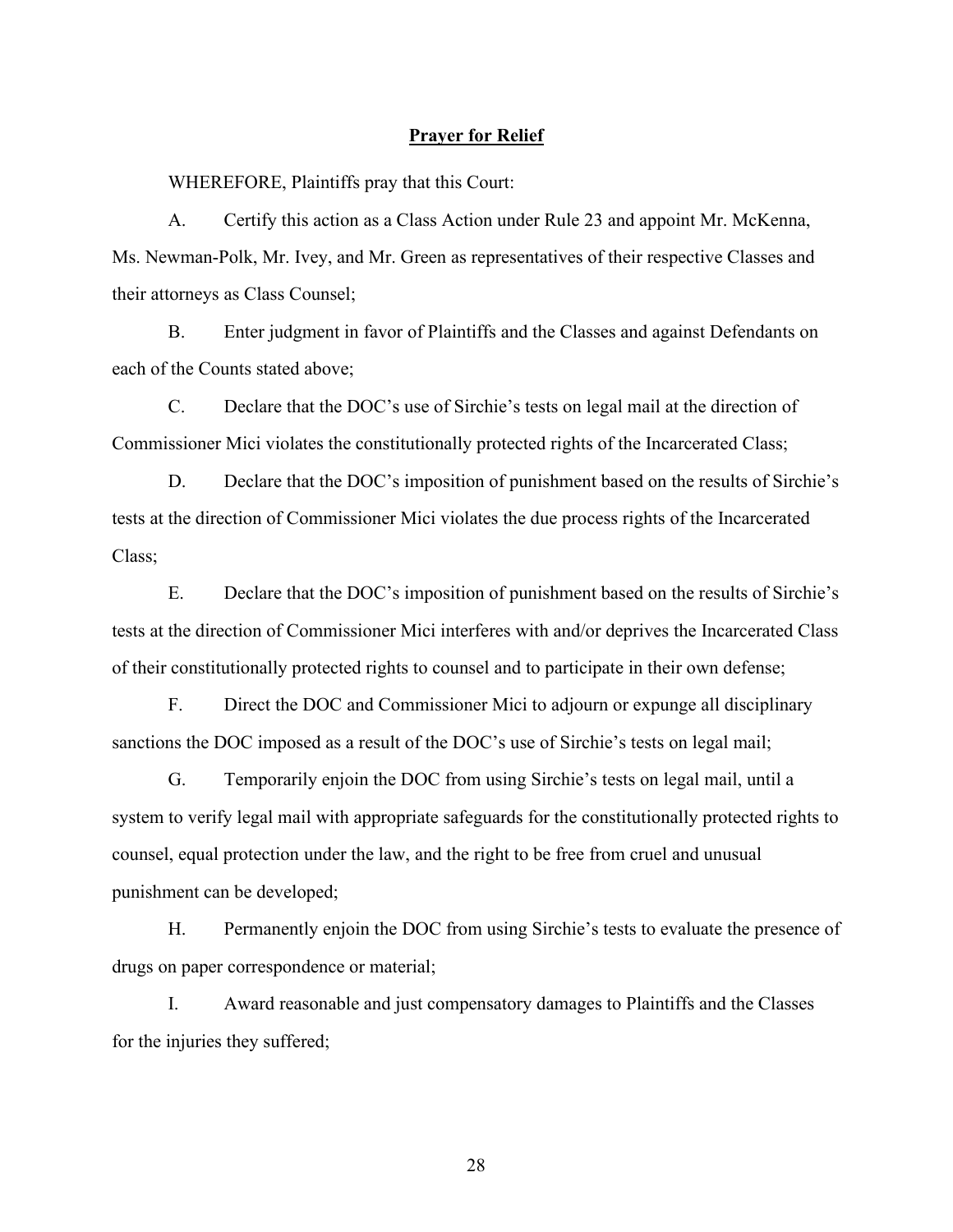## **Prayer for Relief**

WHEREFORE, Plaintiffs pray that this Court:

A. Certify this action as a Class Action under Rule 23 and appoint Mr. McKenna, Ms. Newman-Polk, Mr. Ivey, and Mr. Green as representatives of their respective Classes and their attorneys as Class Counsel;

B. Enter judgment in favor of Plaintiffs and the Classes and against Defendants on each of the Counts stated above;

C. Declare that the DOC's use of Sirchie's tests on legal mail at the direction of Commissioner Mici violates the constitutionally protected rights of the Incarcerated Class;

D. Declare that the DOC's imposition of punishment based on the results of Sirchie's tests at the direction of Commissioner Mici violates the due process rights of the Incarcerated Class;

E. Declare that the DOC's imposition of punishment based on the results of Sirchie's tests at the direction of Commissioner Mici interferes with and/or deprives the Incarcerated Class of their constitutionally protected rights to counsel and to participate in their own defense;

F. Direct the DOC and Commissioner Mici to adjourn or expunge all disciplinary sanctions the DOC imposed as a result of the DOC's use of Sirchie's tests on legal mail;

G. Temporarily enjoin the DOC from using Sirchie's tests on legal mail, until a system to verify legal mail with appropriate safeguards for the constitutionally protected rights to counsel, equal protection under the law, and the right to be free from cruel and unusual punishment can be developed;

H. Permanently enjoin the DOC from using Sirchie's tests to evaluate the presence of drugs on paper correspondence or material;

I. Award reasonable and just compensatory damages to Plaintiffs and the Classes for the injuries they suffered;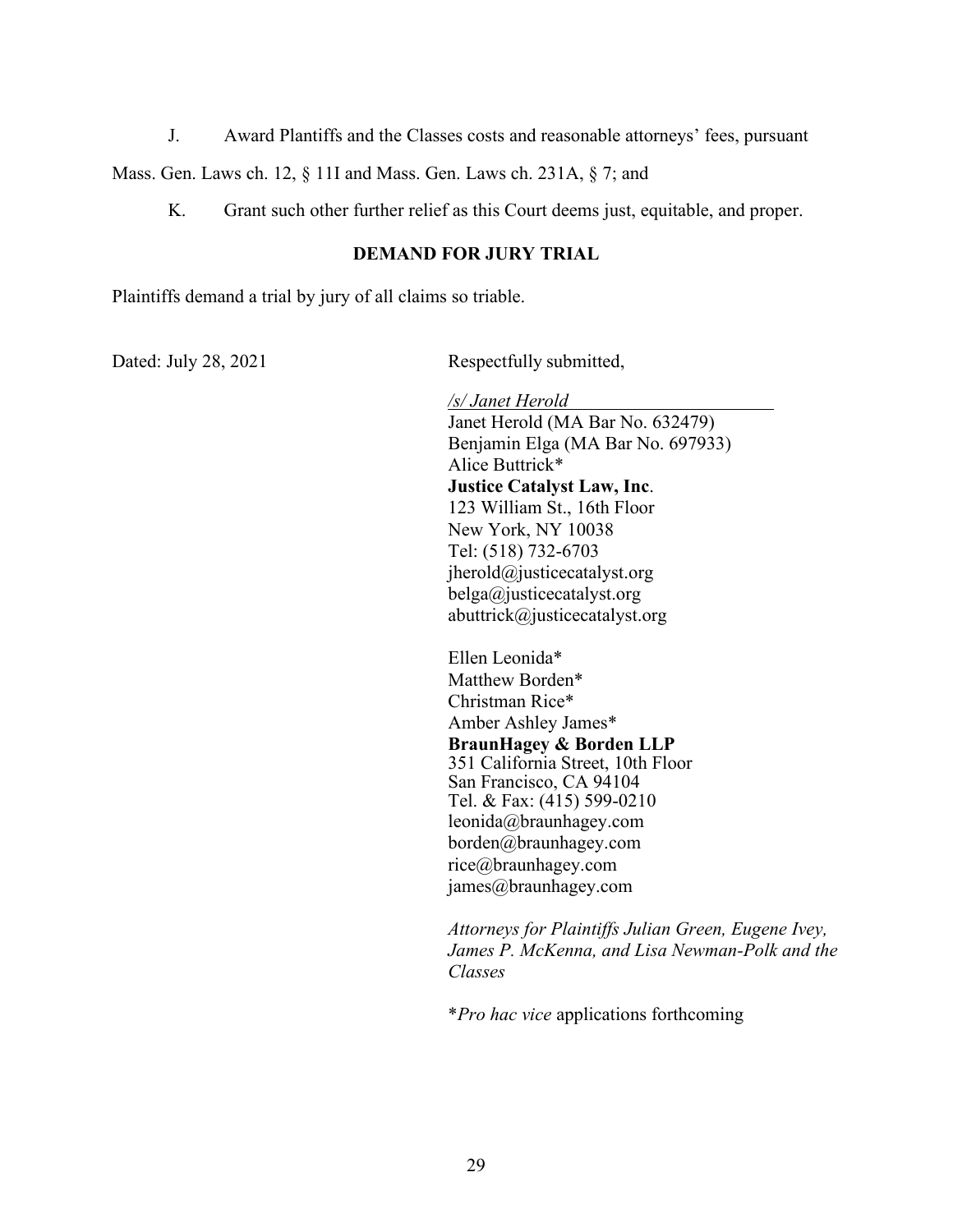J. Award Plantiffs and the Classes costs and reasonable attorneys' fees, pursuant Mass. Gen. Laws ch. 12, § 11I and Mass. Gen. Laws ch. 231A, § 7; and

K. Grant such other further relief as this Court deems just, equitable, and proper.

**DEMAND FOR JURY TRIAL**

Plaintiffs demand a trial by jury of all claims so triable.

Dated: July 28, 2021

Respectfully submitted,

*/s/ Janet Herold*
Janet Herold (MA Bar No. 632479)
Benjamin Elga (MA Bar No. 697933)
Alice Buttrick*
**Justice Catalyst Law, Inc**.
123 William St., 16th Floor
New York, NY 10038
Tel: (518) 732-6703
jherold@justicecatalyst.org
belga@justicecatalyst.org
abuttrick@justicecatalyst.org

Ellen Leonida*
Matthew Borden*
Christman Rice*
Amber Ashley James*
**BraunHagey & Borden LLP**
351 California Street, 10th Floor
San Francisco, CA 94104
Tel. & Fax: (415) 599-0210
leonida@braunhagey.com
borden@braunhagey.com
rice@braunhagey.com
james@braunhagey.com

*Attorneys for Plaintiffs Julian Green, Eugene Ivey, James P. McKenna, and Lisa Newman-Polk and the Classes*

**Pro hac vice* applications forthcoming